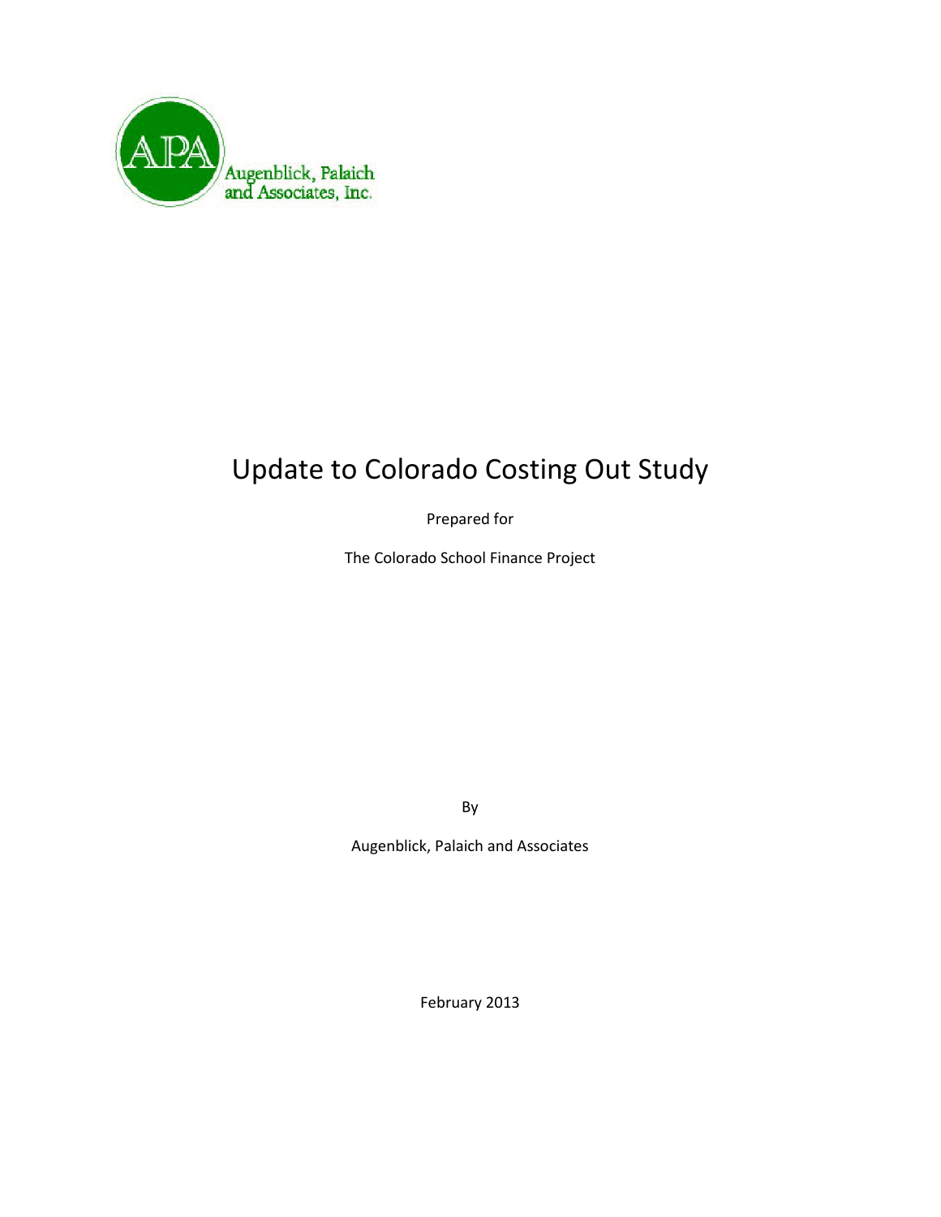APA

Augenblick, Palaich and Associates, Inc.

# Update to Colorado Costing Out Study

Prepared for

The Colorado School Finance Project

By

Augenblick, Palaich and Associates

February 2013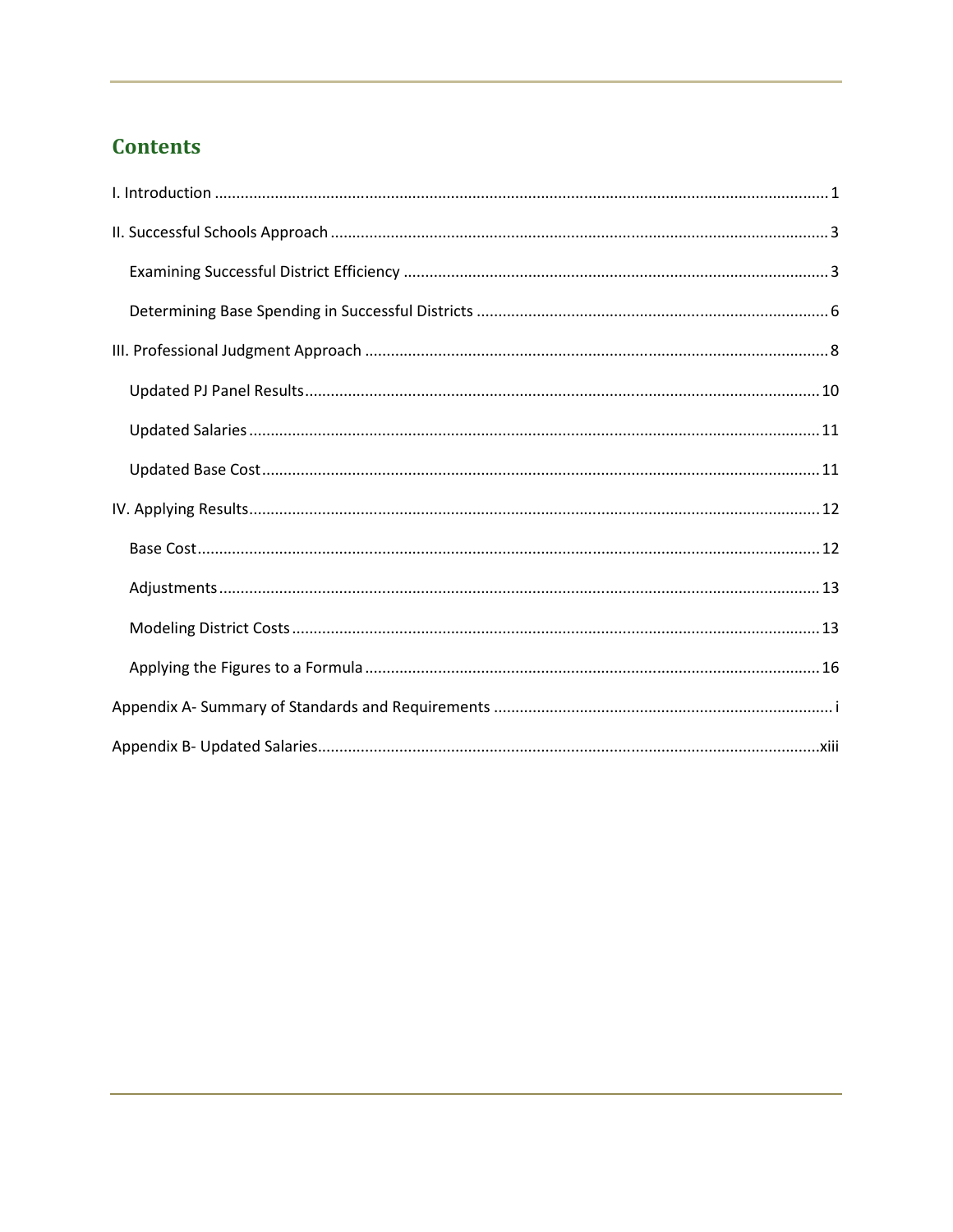## Contents

I. Introduction ..... 1

II. Successful Schools Approach ..... 3

- Examining Successful District Efficiency ..... 3
- Determining Base Spending in Successful Districts ..... 6

III. Professional Judgment Approach ..... 8

- Updated PJ Panel Results ..... 10
- Updated Salaries ..... 11
- Updated Base Cost ..... 11

IV. Applying Results ..... 12

- Base Cost ..... 12
- Adjustments ..... 13
- Modeling District Costs ..... 13
- Applying the Figures to a Formula ..... 16

Appendix A- Summary of Standards and Requirements ..... i

Appendix B- Updated Salaries ..... xiii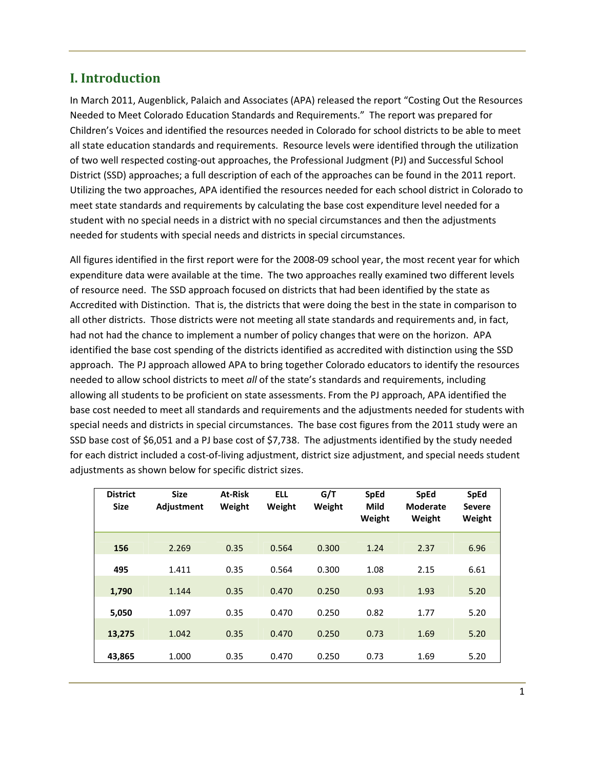## I. Introduction

In March 2011, Augenblick, Palaich and Associates (APA) released the report "Costing Out the Resources Needed to Meet Colorado Education Standards and Requirements." The report was prepared for Children's Voices and identified the resources needed in Colorado for school districts to be able to meet all state education standards and requirements. Resource levels were identified through the utilization of two well respected costing-out approaches, the Professional Judgment (PJ) and Successful School District (SSD) approaches; a full description of each of the approaches can be found in the 2011 report. Utilizing the two approaches, APA identified the resources needed for each school district in Colorado to meet state standards and requirements by calculating the base cost expenditure level needed for a student with no special needs in a district with no special circumstances and then the adjustments needed for students with special needs and districts in special circumstances.

All figures identified in the first report were for the 2008-09 school year, the most recent year for which expenditure data were available at the time. The two approaches really examined two different levels of resource need. The SSD approach focused on districts that had been identified by the state as Accredited with Distinction. That is, the districts that were doing the best in the state in comparison to all other districts. Those districts were not meeting all state standards and requirements and, in fact, had not had the chance to implement a number of policy changes that were on the horizon. APA identified the base cost spending of the districts identified as accredited with distinction using the SSD approach. The PJ approach allowed APA to bring together Colorado educators to identify the resources needed to allow school districts to meet *all* of the state's standards and requirements, including allowing all students to be proficient on state assessments. From the PJ approach, APA identified the base cost needed to meet all standards and requirements and the adjustments needed for students with special needs and districts in special circumstances. The base cost figures from the 2011 study were an SSD base cost of $6,051 and a PJ base cost of $7,738. The adjustments identified by the study needed for each district included a cost-of-living adjustment, district size adjustment, and special needs student adjustments as shown below for specific district sizes.

| District Size | Size Adjustment | At-Risk Weight | ELL Weight | G/T Weight | SpEd Mild Weight | SpEd Moderate Weight | SpEd Severe Weight |
|---|---|---|---|---|---|---|---|
| **156** | 2.269 | 0.35 | 0.564 | 0.300 | 1.24 | 2.37 | 6.96 |
| **495** | 1.411 | 0.35 | 0.564 | 0.300 | 1.08 | 2.15 | 6.61 |
| **1,790** | 1.144 | 0.35 | 0.470 | 0.250 | 0.93 | 1.93 | 5.20 |
| **5,050** | 1.097 | 0.35 | 0.470 | 0.250 | 0.82 | 1.77 | 5.20 |
| **13,275** | 1.042 | 0.35 | 0.470 | 0.250 | 0.73 | 1.69 | 5.20 |
| **43,865** | 1.000 | 0.35 | 0.470 | 0.250 | 0.73 | 1.69 | 5.20 |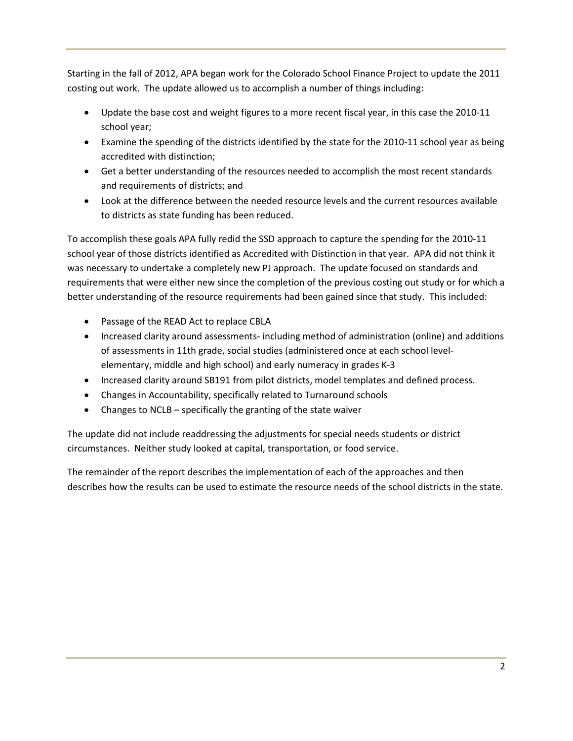Starting in the fall of 2012, APA began work for the Colorado School Finance Project to update the 2011 costing out work. The update allowed us to accomplish a number of things including:

- Update the base cost and weight figures to a more recent fiscal year, in this case the 2010-11 school year;
- Examine the spending of the districts identified by the state for the 2010-11 school year as being accredited with distinction;
- Get a better understanding of the resources needed to accomplish the most recent standards and requirements of districts; and
- Look at the difference between the needed resource levels and the current resources available to districts as state funding has been reduced.

To accomplish these goals APA fully redid the SSD approach to capture the spending for the 2010-11 school year of those districts identified as Accredited with Distinction in that year. APA did not think it was necessary to undertake a completely new PJ approach. The update focused on standards and requirements that were either new since the completion of the previous costing out study or for which a better understanding of the resource requirements had been gained since that study. This included:

- Passage of the READ Act to replace CBLA
- Increased clarity around assessments- including method of administration (online) and additions of assessments in 11th grade, social studies (administered once at each school level- elementary, middle and high school) and early numeracy in grades K-3
- Increased clarity around SB191 from pilot districts, model templates and defined process.
- Changes in Accountability, specifically related to Turnaround schools
- Changes to NCLB – specifically the granting of the state waiver

The update did not include readdressing the adjustments for special needs students or district circumstances. Neither study looked at capital, transportation, or food service.

The remainder of the report describes the implementation of each of the approaches and then describes how the results can be used to estimate the resource needs of the school districts in the state.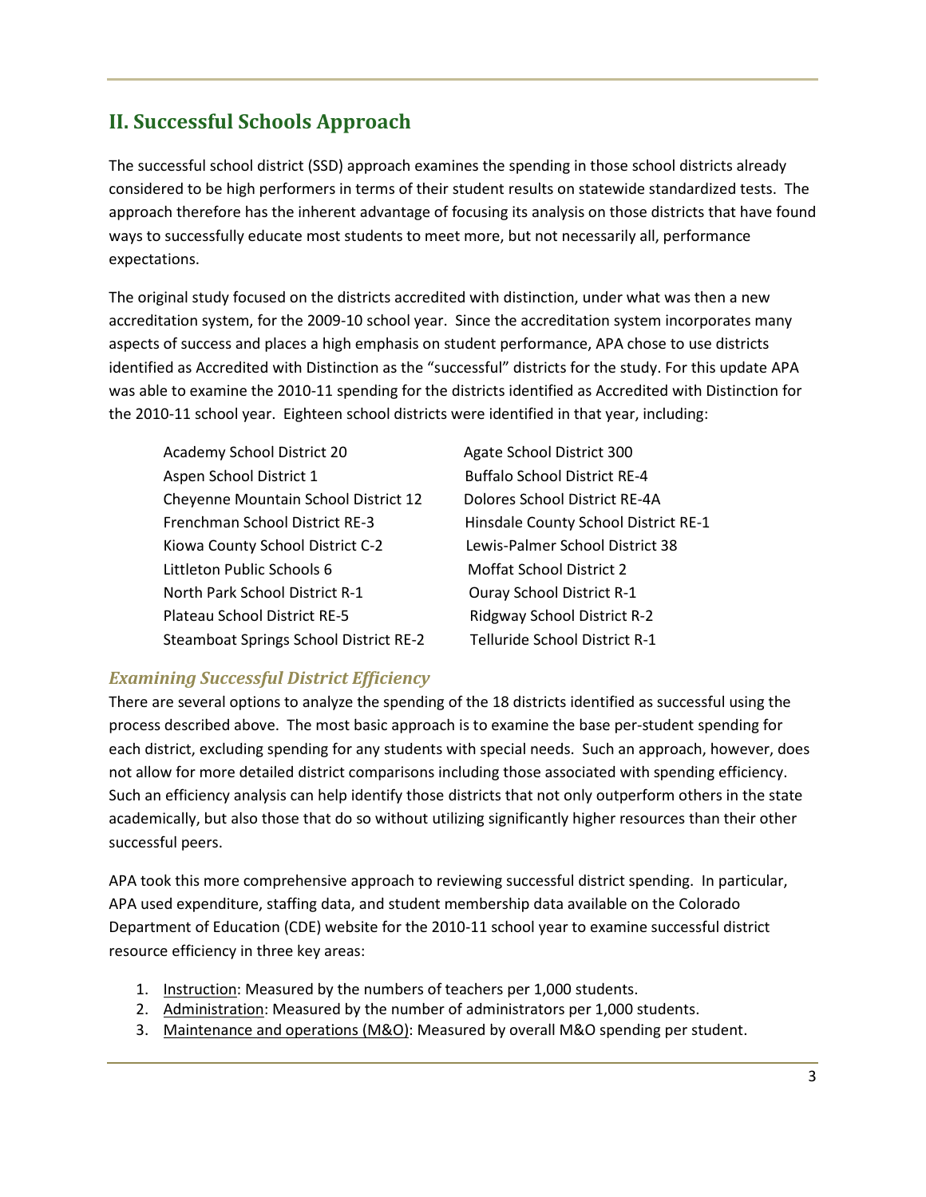## II. Successful Schools Approach

The successful school district (SSD) approach examines the spending in those school districts already considered to be high performers in terms of their student results on statewide standardized tests. The approach therefore has the inherent advantage of focusing its analysis on those districts that have found ways to successfully educate most students to meet more, but not necessarily all, performance expectations.

The original study focused on the districts accredited with distinction, under what was then a new accreditation system, for the 2009-10 school year. Since the accreditation system incorporates many aspects of success and places a high emphasis on student performance, APA chose to use districts identified as Accredited with Distinction as the "successful" districts for the study. For this update APA was able to examine the 2010-11 spending for the districts identified as Accredited with Distinction for the 2010-11 school year. Eighteen school districts were identified in that year, including:

- Academy School District 20
- Agate School District 300
- Aspen School District 1
- Buffalo School District RE-4
- Cheyenne Mountain School District 12
- Dolores School District RE-4A
- Frenchman School District RE-3
- Hinsdale County School District RE-1
- Kiowa County School District C-2
- Lewis-Palmer School District 38
- Littleton Public Schools 6
- Moffat School District 2
- North Park School District R-1
- Ouray School District R-1
- Plateau School District RE-5
- Ridgway School District R-2
- Steamboat Springs School District RE-2
- Telluride School District R-1

### *Examining Successful District Efficiency*

There are several options to analyze the spending of the 18 districts identified as successful using the process described above. The most basic approach is to examine the base per-student spending for each district, excluding spending for any students with special needs. Such an approach, however, does not allow for more detailed district comparisons including those associated with spending efficiency. Such an efficiency analysis can help identify those districts that not only outperform others in the state academically, but also those that do so without utilizing significantly higher resources than their other successful peers.

APA took this more comprehensive approach to reviewing successful district spending. In particular, APA used expenditure, staffing data, and student membership data available on the Colorado Department of Education (CDE) website for the 2010-11 school year to examine successful district resource efficiency in three key areas:

1. Instruction: Measured by the numbers of teachers per 1,000 students.
2. Administration: Measured by the number of administrators per 1,000 students.
3. Maintenance and operations (M&O): Measured by overall M&O spending per student.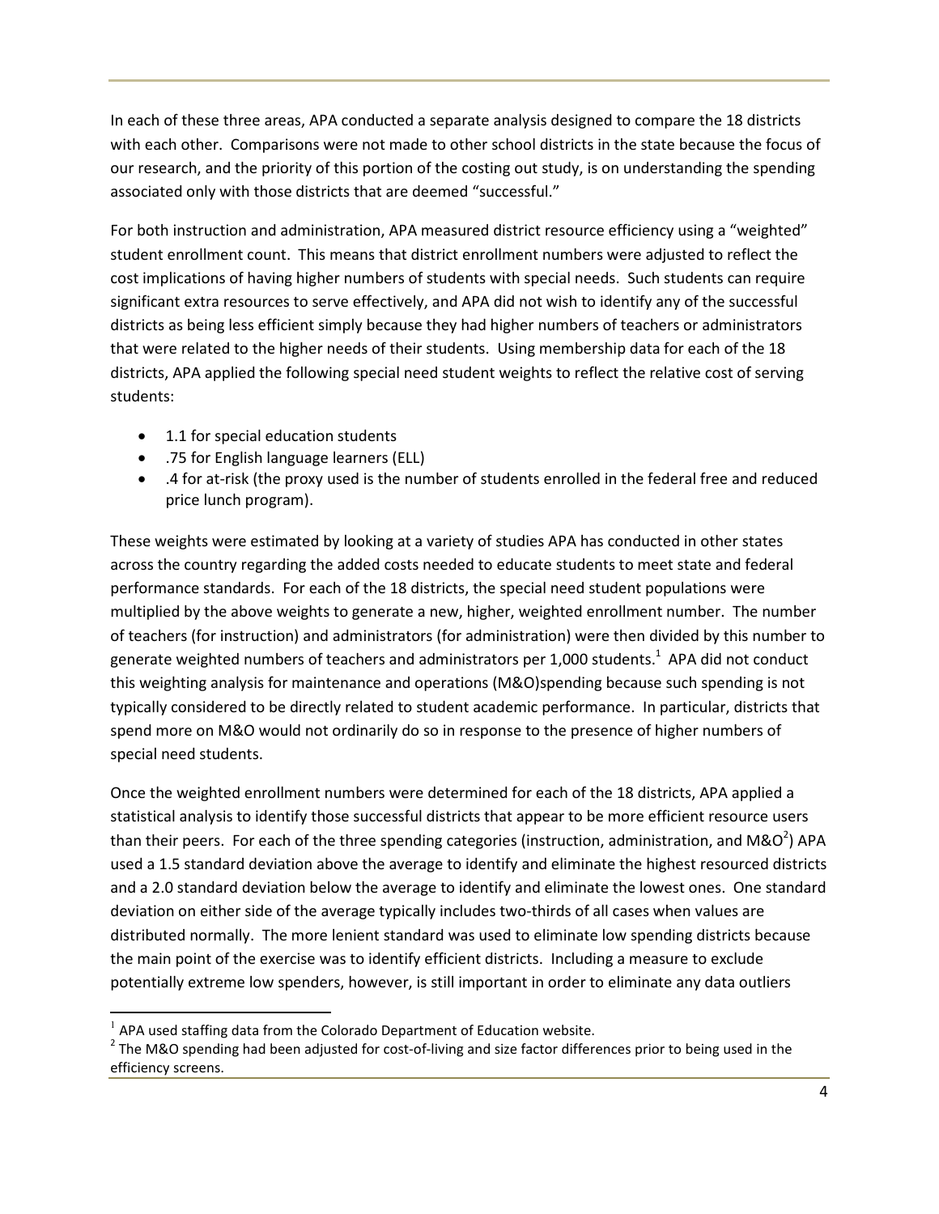In each of these three areas, APA conducted a separate analysis designed to compare the 18 districts with each other. Comparisons were not made to other school districts in the state because the focus of our research, and the priority of this portion of the costing out study, is on understanding the spending associated only with those districts that are deemed "successful."

For both instruction and administration, APA measured district resource efficiency using a "weighted" student enrollment count. This means that district enrollment numbers were adjusted to reflect the cost implications of having higher numbers of students with special needs. Such students can require significant extra resources to serve effectively, and APA did not wish to identify any of the successful districts as being less efficient simply because they had higher numbers of teachers or administrators that were related to the higher needs of their students. Using membership data for each of the 18 districts, APA applied the following special need student weights to reflect the relative cost of serving students:

- 1.1 for special education students
- .75 for English language learners (ELL)
- .4 for at-risk (the proxy used is the number of students enrolled in the federal free and reduced price lunch program).

These weights were estimated by looking at a variety of studies APA has conducted in other states across the country regarding the added costs needed to educate students to meet state and federal performance standards. For each of the 18 districts, the special need student populations were multiplied by the above weights to generate a new, higher, weighted enrollment number. The number of teachers (for instruction) and administrators (for administration) were then divided by this number to generate weighted numbers of teachers and administrators per 1,000 students.[1] APA did not conduct this weighting analysis for maintenance and operations (M&O)spending because such spending is not typically considered to be directly related to student academic performance. In particular, districts that spend more on M&O would not ordinarily do so in response to the presence of higher numbers of special need students.

Once the weighted enrollment numbers were determined for each of the 18 districts, APA applied a statistical analysis to identify those successful districts that appear to be more efficient resource users than their peers. For each of the three spending categories (instruction, administration, and M&O[2]) APA used a 1.5 standard deviation above the average to identify and eliminate the highest resourced districts and a 2.0 standard deviation below the average to identify and eliminate the lowest ones. One standard deviation on either side of the average typically includes two-thirds of all cases when values are distributed normally. The more lenient standard was used to eliminate low spending districts because the main point of the exercise was to identify efficient districts. Including a measure to exclude potentially extreme low spenders, however, is still important in order to eliminate any data outliers

[1] APA used staffing data from the Colorado Department of Education website.

[2] The M&O spending had been adjusted for cost-of-living and size factor differences prior to being used in the efficiency screens.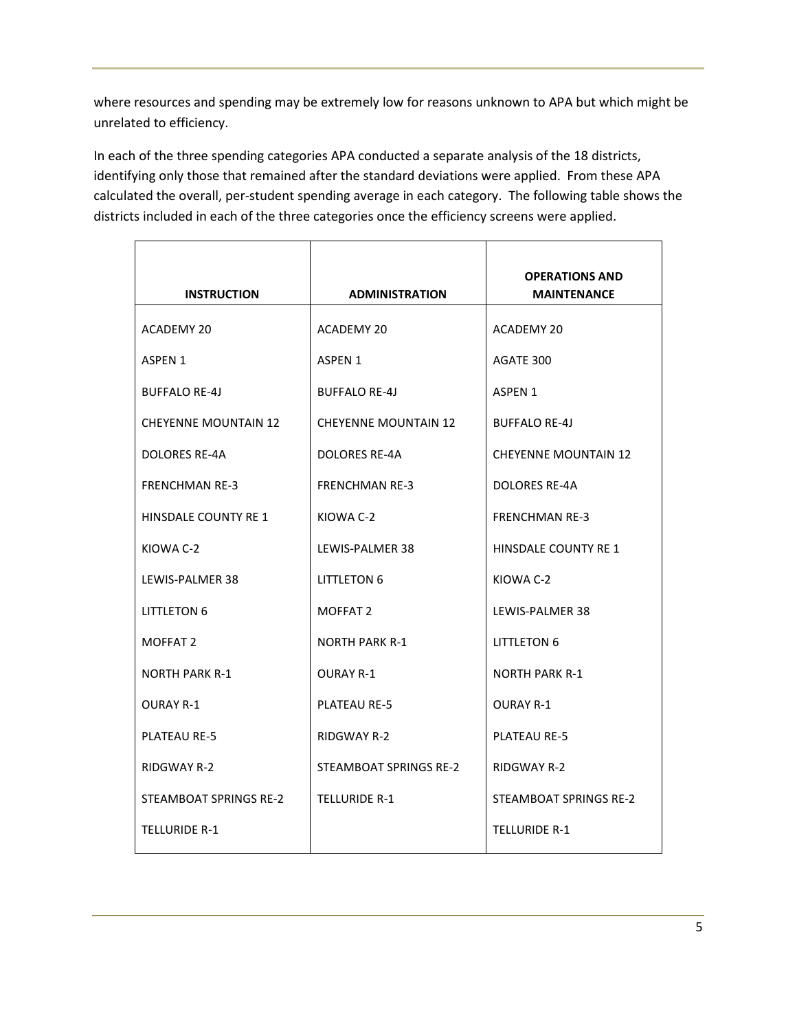where resources and spending may be extremely low for reasons unknown to APA but which might be unrelated to efficiency.

In each of the three spending categories APA conducted a separate analysis of the 18 districts, identifying only those that remained after the standard deviations were applied. From these APA calculated the overall, per-student spending average in each category. The following table shows the districts included in each of the three categories once the efficiency screens were applied.

| INSTRUCTION | ADMINISTRATION | OPERATIONS AND MAINTENANCE |
|---|---|---|
| ACADEMY 20 | ACADEMY 20 | ACADEMY 20 |
| ASPEN 1 | ASPEN 1 | AGATE 300 |
| BUFFALO RE-4J | BUFFALO RE-4J | ASPEN 1 |
| CHEYENNE MOUNTAIN 12 | CHEYENNE MOUNTAIN 12 | BUFFALO RE-4J |
| DOLORES RE-4A | DOLORES RE-4A | CHEYENNE MOUNTAIN 12 |
| FRENCHMAN RE-3 | FRENCHMAN RE-3 | DOLORES RE-4A |
| HINSDALE COUNTY RE 1 | KIOWA C-2 | FRENCHMAN RE-3 |
| KIOWA C-2 | LEWIS-PALMER 38 | HINSDALE COUNTY RE 1 |
| LEWIS-PALMER 38 | LITTLETON 6 | KIOWA C-2 |
| LITTLETON 6 | MOFFAT 2 | LEWIS-PALMER 38 |
| MOFFAT 2 | NORTH PARK R-1 | LITTLETON 6 |
| NORTH PARK R-1 | OURAY R-1 | NORTH PARK R-1 |
| OURAY R-1 | PLATEAU RE-5 | OURAY R-1 |
| PLATEAU RE-5 | RIDGWAY R-2 | PLATEAU RE-5 |
| RIDGWAY R-2 | STEAMBOAT SPRINGS RE-2 | RIDGWAY R-2 |
| STEAMBOAT SPRINGS RE-2 | TELLURIDE R-1 | STEAMBOAT SPRINGS RE-2 |
| TELLURIDE R-1 | | TELLURIDE R-1 |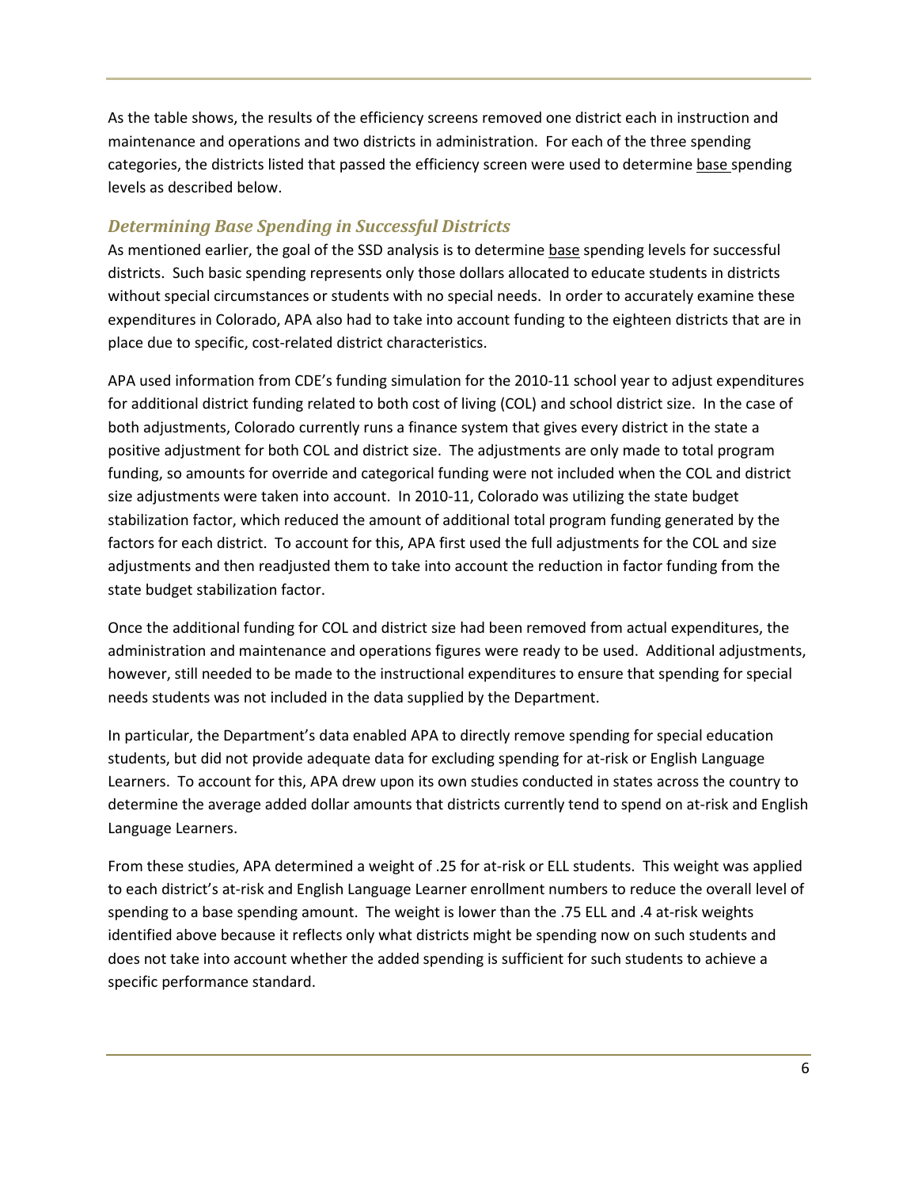As the table shows, the results of the efficiency screens removed one district each in instruction and maintenance and operations and two districts in administration. For each of the three spending categories, the districts listed that passed the efficiency screen were used to determine base spending levels as described below.

### *Determining Base Spending in Successful Districts*

As mentioned earlier, the goal of the SSD analysis is to determine base spending levels for successful districts. Such basic spending represents only those dollars allocated to educate students in districts without special circumstances or students with no special needs. In order to accurately examine these expenditures in Colorado, APA also had to take into account funding to the eighteen districts that are in place due to specific, cost-related district characteristics.

APA used information from CDE's funding simulation for the 2010-11 school year to adjust expenditures for additional district funding related to both cost of living (COL) and school district size. In the case of both adjustments, Colorado currently runs a finance system that gives every district in the state a positive adjustment for both COL and district size. The adjustments are only made to total program funding, so amounts for override and categorical funding were not included when the COL and district size adjustments were taken into account. In 2010-11, Colorado was utilizing the state budget stabilization factor, which reduced the amount of additional total program funding generated by the factors for each district. To account for this, APA first used the full adjustments for the COL and size adjustments and then readjusted them to take into account the reduction in factor funding from the state budget stabilization factor.

Once the additional funding for COL and district size had been removed from actual expenditures, the administration and maintenance and operations figures were ready to be used. Additional adjustments, however, still needed to be made to the instructional expenditures to ensure that spending for special needs students was not included in the data supplied by the Department.

In particular, the Department's data enabled APA to directly remove spending for special education students, but did not provide adequate data for excluding spending for at-risk or English Language Learners. To account for this, APA drew upon its own studies conducted in states across the country to determine the average added dollar amounts that districts currently tend to spend on at-risk and English Language Learners.

From these studies, APA determined a weight of .25 for at-risk or ELL students. This weight was applied to each district's at-risk and English Language Learner enrollment numbers to reduce the overall level of spending to a base spending amount. The weight is lower than the .75 ELL and .4 at-risk weights identified above because it reflects only what districts might be spending now on such students and does not take into account whether the added spending is sufficient for such students to achieve a specific performance standard.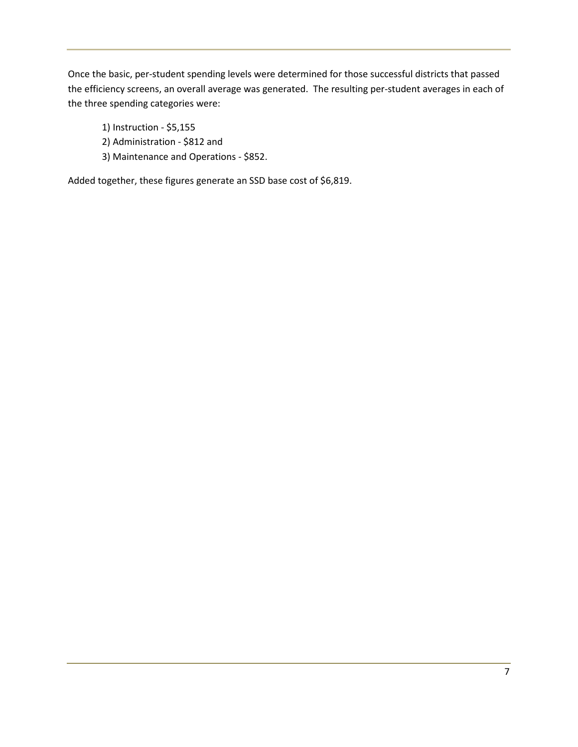Once the basic, per-student spending levels were determined for those successful districts that passed the efficiency screens, an overall average was generated. The resulting per-student averages in each of the three spending categories were:

1) Instruction - $5,155
2) Administration - $812 and
3) Maintenance and Operations - $852.

Added together, these figures generate an SSD base cost of $6,819.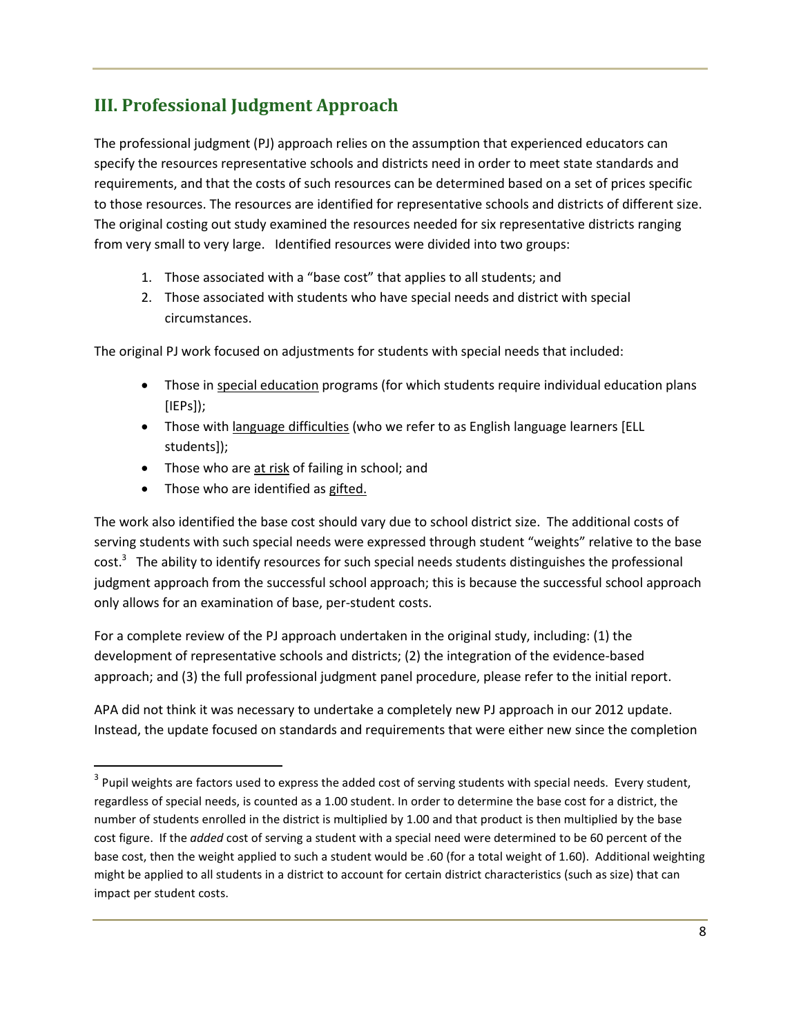## III. Professional Judgment Approach

The professional judgment (PJ) approach relies on the assumption that experienced educators can specify the resources representative schools and districts need in order to meet state standards and requirements, and that the costs of such resources can be determined based on a set of prices specific to those resources. The resources are identified for representative schools and districts of different size. The original costing out study examined the resources needed for six representative districts ranging from very small to very large. Identified resources were divided into two groups:

1. Those associated with a "base cost" that applies to all students; and
2. Those associated with students who have special needs and district with special circumstances.

The original PJ work focused on adjustments for students with special needs that included:

- Those in special education programs (for which students require individual education plans [IEPs]);
- Those with language difficulties (who we refer to as English language learners [ELL students]);
- Those who are at risk of failing in school; and
- Those who are identified as gifted.

The work also identified the base cost should vary due to school district size. The additional costs of serving students with such special needs were expressed through student "weights" relative to the base cost.[3] The ability to identify resources for such special needs students distinguishes the professional judgment approach from the successful school approach; this is because the successful school approach only allows for an examination of base, per-student costs.

For a complete review of the PJ approach undertaken in the original study, including: (1) the development of representative schools and districts; (2) the integration of the evidence-based approach; and (3) the full professional judgment panel procedure, please refer to the initial report.

APA did not think it was necessary to undertake a completely new PJ approach in our 2012 update. Instead, the update focused on standards and requirements that were either new since the completion

[3] Pupil weights are factors used to express the added cost of serving students with special needs. Every student, regardless of special needs, is counted as a 1.00 student. In order to determine the base cost for a district, the number of students enrolled in the district is multiplied by 1.00 and that product is then multiplied by the base cost figure. If the *added* cost of serving a student with a special need were determined to be 60 percent of the base cost, then the weight applied to such a student would be .60 (for a total weight of 1.60). Additional weighting might be applied to all students in a district to account for certain district characteristics (such as size) that can impact per student costs.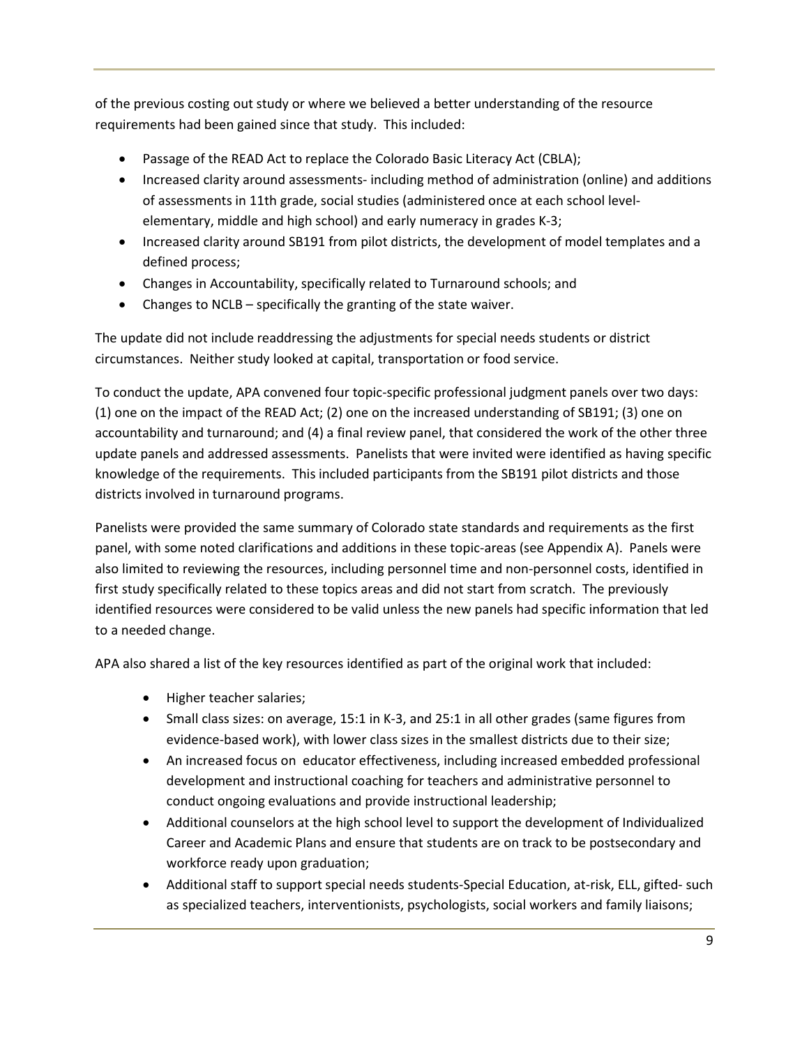of the previous costing out study or where we believed a better understanding of the resource requirements had been gained since that study. This included:

- Passage of the READ Act to replace the Colorado Basic Literacy Act (CBLA);
- Increased clarity around assessments- including method of administration (online) and additions of assessments in 11th grade, social studies (administered once at each school level-elementary, middle and high school) and early numeracy in grades K-3;
- Increased clarity around SB191 from pilot districts, the development of model templates and a defined process;
- Changes in Accountability, specifically related to Turnaround schools; and
- Changes to NCLB – specifically the granting of the state waiver.

The update did not include readdressing the adjustments for special needs students or district circumstances. Neither study looked at capital, transportation or food service.

To conduct the update, APA convened four topic-specific professional judgment panels over two days: (1) one on the impact of the READ Act; (2) one on the increased understanding of SB191; (3) one on accountability and turnaround; and (4) a final review panel, that considered the work of the other three update panels and addressed assessments. Panelists that were invited were identified as having specific knowledge of the requirements. This included participants from the SB191 pilot districts and those districts involved in turnaround programs.

Panelists were provided the same summary of Colorado state standards and requirements as the first panel, with some noted clarifications and additions in these topic-areas (see Appendix A). Panels were also limited to reviewing the resources, including personnel time and non-personnel costs, identified in first study specifically related to these topics areas and did not start from scratch. The previously identified resources were considered to be valid unless the new panels had specific information that led to a needed change.

APA also shared a list of the key resources identified as part of the original work that included:

- Higher teacher salaries;
- Small class sizes: on average, 15:1 in K-3, and 25:1 in all other grades (same figures from evidence-based work), with lower class sizes in the smallest districts due to their size;
- An increased focus on educator effectiveness, including increased embedded professional development and instructional coaching for teachers and administrative personnel to conduct ongoing evaluations and provide instructional leadership;
- Additional counselors at the high school level to support the development of Individualized Career and Academic Plans and ensure that students are on track to be postsecondary and workforce ready upon graduation;
- Additional staff to support special needs students-Special Education, at-risk, ELL, gifted- such as specialized teachers, interventionists, psychologists, social workers and family liaisons;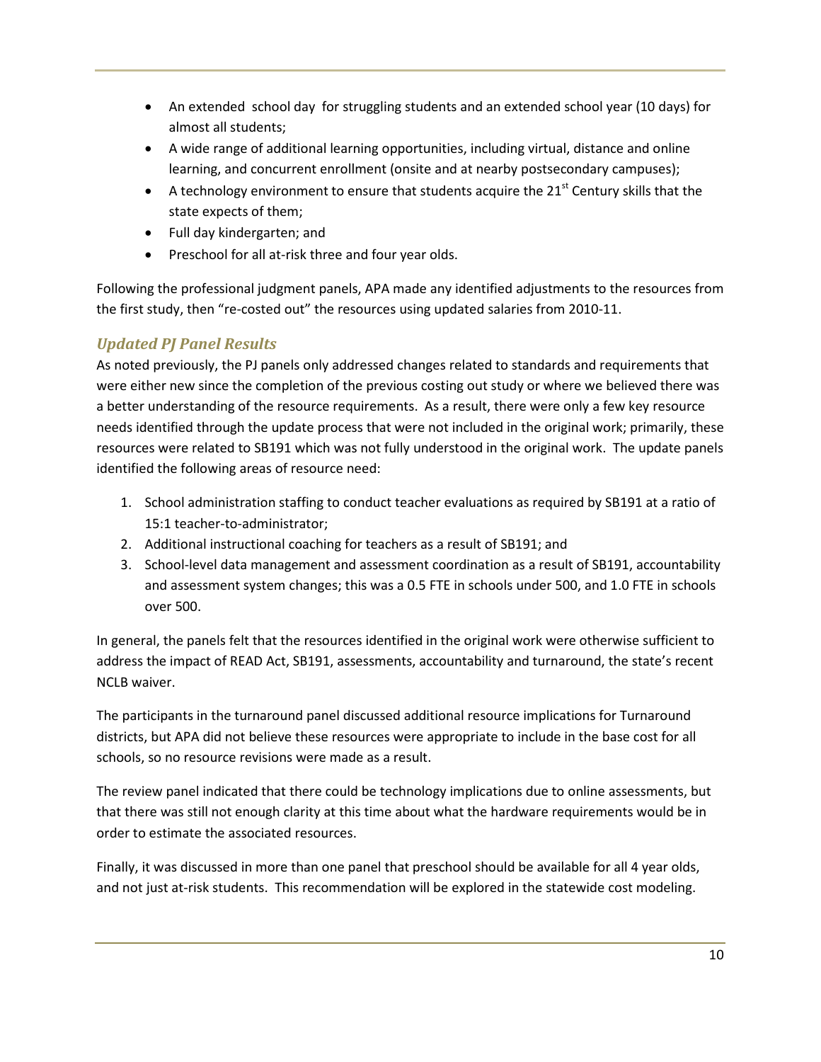- An extended school day for struggling students and an extended school year (10 days) for almost all students;
- A wide range of additional learning opportunities, including virtual, distance and online learning, and concurrent enrollment (onsite and at nearby postsecondary campuses);
- A technology environment to ensure that students acquire the 21$^{st}$ Century skills that the state expects of them;
- Full day kindergarten; and
- Preschool for all at-risk three and four year olds.

Following the professional judgment panels, APA made any identified adjustments to the resources from the first study, then "re-costed out" the resources using updated salaries from 2010-11.

### *Updated PJ Panel Results*

As noted previously, the PJ panels only addressed changes related to standards and requirements that were either new since the completion of the previous costing out study or where we believed there was a better understanding of the resource requirements. As a result, there were only a few key resource needs identified through the update process that were not included in the original work; primarily, these resources were related to SB191 which was not fully understood in the original work. The update panels identified the following areas of resource need:

1. School administration staffing to conduct teacher evaluations as required by SB191 at a ratio of 15:1 teacher-to-administrator;
2. Additional instructional coaching for teachers as a result of SB191; and
3. School-level data management and assessment coordination as a result of SB191, accountability and assessment system changes; this was a 0.5 FTE in schools under 500, and 1.0 FTE in schools over 500.

In general, the panels felt that the resources identified in the original work were otherwise sufficient to address the impact of READ Act, SB191, assessments, accountability and turnaround, the state's recent NCLB waiver.

The participants in the turnaround panel discussed additional resource implications for Turnaround districts, but APA did not believe these resources were appropriate to include in the base cost for all schools, so no resource revisions were made as a result.

The review panel indicated that there could be technology implications due to online assessments, but that there was still not enough clarity at this time about what the hardware requirements would be in order to estimate the associated resources.

Finally, it was discussed in more than one panel that preschool should be available for all 4 year olds, and not just at-risk students. This recommendation will be explored in the statewide cost modeling.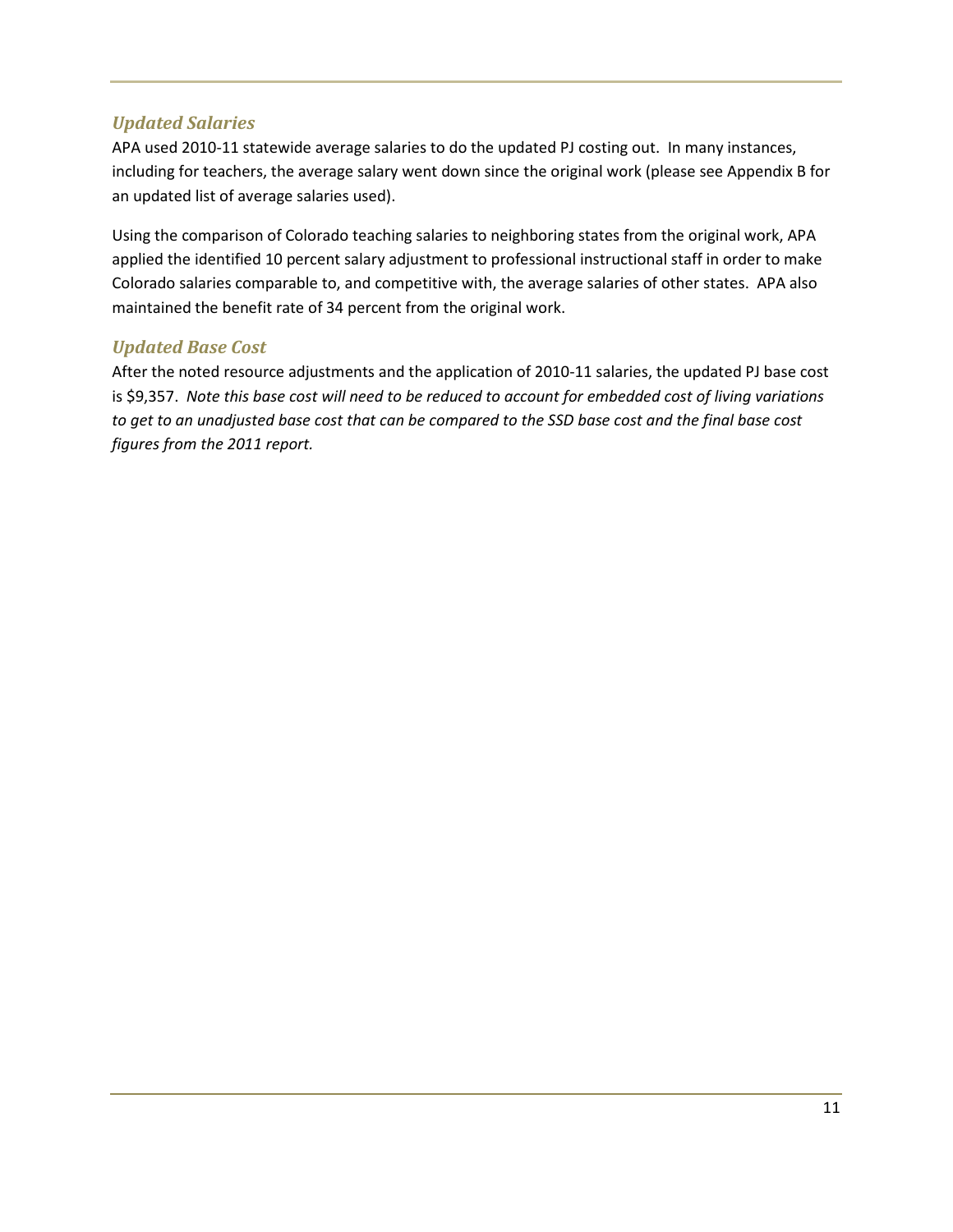### *Updated Salaries*

APA used 2010-11 statewide average salaries to do the updated PJ costing out. In many instances, including for teachers, the average salary went down since the original work (please see Appendix B for an updated list of average salaries used).

Using the comparison of Colorado teaching salaries to neighboring states from the original work, APA applied the identified 10 percent salary adjustment to professional instructional staff in order to make Colorado salaries comparable to, and competitive with, the average salaries of other states. APA also maintained the benefit rate of 34 percent from the original work.

### *Updated Base Cost*

After the noted resource adjustments and the application of 2010-11 salaries, the updated PJ base cost is $9,357. *Note this base cost will need to be reduced to account for embedded cost of living variations to get to an unadjusted base cost that can be compared to the SSD base cost and the final base cost figures from the 2011 report.*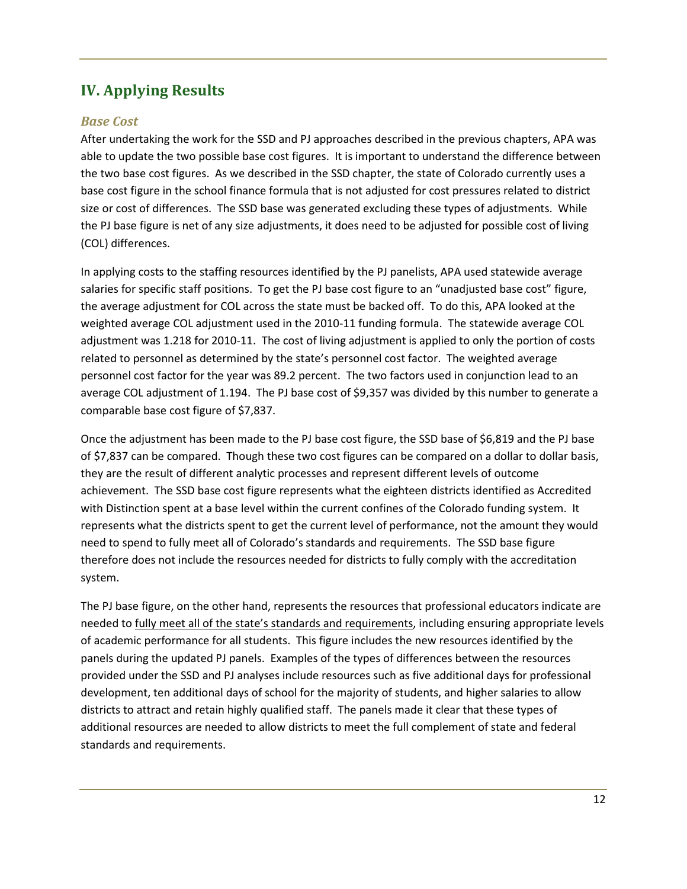## IV. Applying Results

### *Base Cost*

After undertaking the work for the SSD and PJ approaches described in the previous chapters, APA was able to update the two possible base cost figures. It is important to understand the difference between the two base cost figures. As we described in the SSD chapter, the state of Colorado currently uses a base cost figure in the school finance formula that is not adjusted for cost pressures related to district size or cost of differences. The SSD base was generated excluding these types of adjustments. While the PJ base figure is net of any size adjustments, it does need to be adjusted for possible cost of living (COL) differences.

In applying costs to the staffing resources identified by the PJ panelists, APA used statewide average salaries for specific staff positions. To get the PJ base cost figure to an "unadjusted base cost" figure, the average adjustment for COL across the state must be backed off. To do this, APA looked at the weighted average COL adjustment used in the 2010-11 funding formula. The statewide average COL adjustment was 1.218 for 2010-11. The cost of living adjustment is applied to only the portion of costs related to personnel as determined by the state's personnel cost factor. The weighted average personnel cost factor for the year was 89.2 percent. The two factors used in conjunction lead to an average COL adjustment of 1.194. The PJ base cost of $9,357 was divided by this number to generate a comparable base cost figure of $7,837.

Once the adjustment has been made to the PJ base cost figure, the SSD base of $6,819 and the PJ base of $7,837 can be compared. Though these two cost figures can be compared on a dollar to dollar basis, they are the result of different analytic processes and represent different levels of outcome achievement. The SSD base cost figure represents what the eighteen districts identified as Accredited with Distinction spent at a base level within the current confines of the Colorado funding system. It represents what the districts spent to get the current level of performance, not the amount they would need to spend to fully meet all of Colorado's standards and requirements. The SSD base figure therefore does not include the resources needed for districts to fully comply with the accreditation system.

The PJ base figure, on the other hand, represents the resources that professional educators indicate are needed to <u>fully meet all of the state's standards and requirements</u>, including ensuring appropriate levels of academic performance for all students. This figure includes the new resources identified by the panels during the updated PJ panels. Examples of the types of differences between the resources provided under the SSD and PJ analyses include resources such as five additional days for professional development, ten additional days of school for the majority of students, and higher salaries to allow districts to attract and retain highly qualified staff. The panels made it clear that these types of additional resources are needed to allow districts to meet the full complement of state and federal standards and requirements.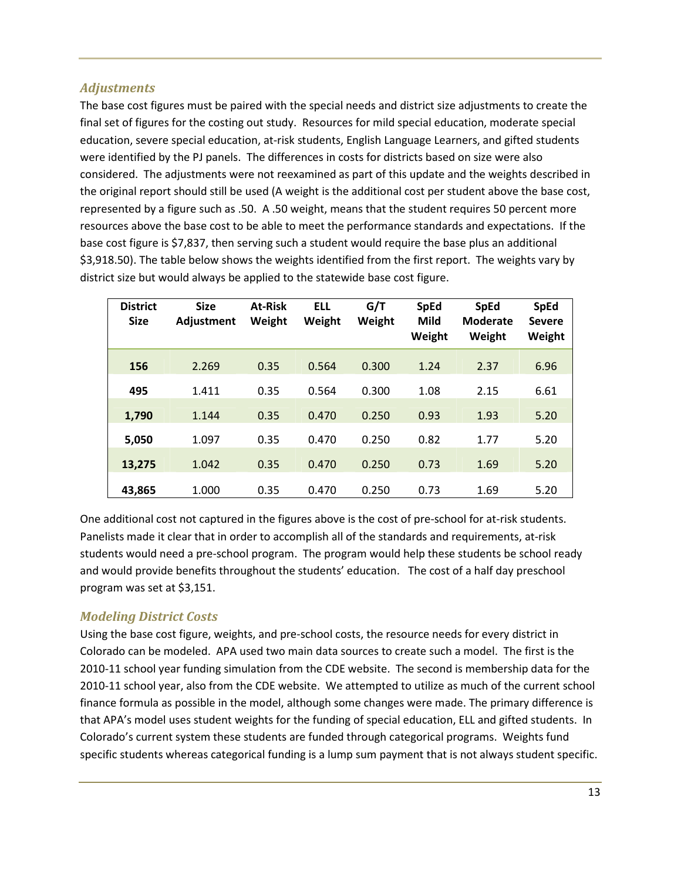### *Adjustments*

The base cost figures must be paired with the special needs and district size adjustments to create the final set of figures for the costing out study. Resources for mild special education, moderate special education, severe special education, at-risk students, English Language Learners, and gifted students were identified by the PJ panels. The differences in costs for districts based on size were also considered. The adjustments were not reexamined as part of this update and the weights described in the original report should still be used (A weight is the additional cost per student above the base cost, represented by a figure such as .50. A .50 weight, means that the student requires 50 percent more resources above the base cost to be able to meet the performance standards and expectations. If the base cost figure is $7,837, then serving such a student would require the base plus an additional $3,918.50). The table below shows the weights identified from the first report. The weights vary by district size but would always be applied to the statewide base cost figure.

| District Size | Size Adjustment | At-Risk Weight | ELL Weight | G/T Weight | SpEd Mild Weight | SpEd Moderate Weight | SpEd Severe Weight |
|---|---|---|---|---|---|---|---|
| **156** | 2.269 | 0.35 | 0.564 | 0.300 | 1.24 | 2.37 | 6.96 |
| **495** | 1.411 | 0.35 | 0.564 | 0.300 | 1.08 | 2.15 | 6.61 |
| **1,790** | 1.144 | 0.35 | 0.470 | 0.250 | 0.93 | 1.93 | 5.20 |
| **5,050** | 1.097 | 0.35 | 0.470 | 0.250 | 0.82 | 1.77 | 5.20 |
| **13,275** | 1.042 | 0.35 | 0.470 | 0.250 | 0.73 | 1.69 | 5.20 |
| **43,865** | 1.000 | 0.35 | 0.470 | 0.250 | 0.73 | 1.69 | 5.20 |

One additional cost not captured in the figures above is the cost of pre-school for at-risk students. Panelists made it clear that in order to accomplish all of the standards and requirements, at-risk students would need a pre-school program. The program would help these students be school ready and would provide benefits throughout the students' education. The cost of a half day preschool program was set at $3,151.

### *Modeling District Costs*

Using the base cost figure, weights, and pre-school costs, the resource needs for every district in Colorado can be modeled. APA used two main data sources to create such a model. The first is the 2010-11 school year funding simulation from the CDE website. The second is membership data for the 2010-11 school year, also from the CDE website. We attempted to utilize as much of the current school finance formula as possible in the model, although some changes were made. The primary difference is that APA's model uses student weights for the funding of special education, ELL and gifted students. In Colorado's current system these students are funded through categorical programs. Weights fund specific students whereas categorical funding is a lump sum payment that is not always student specific.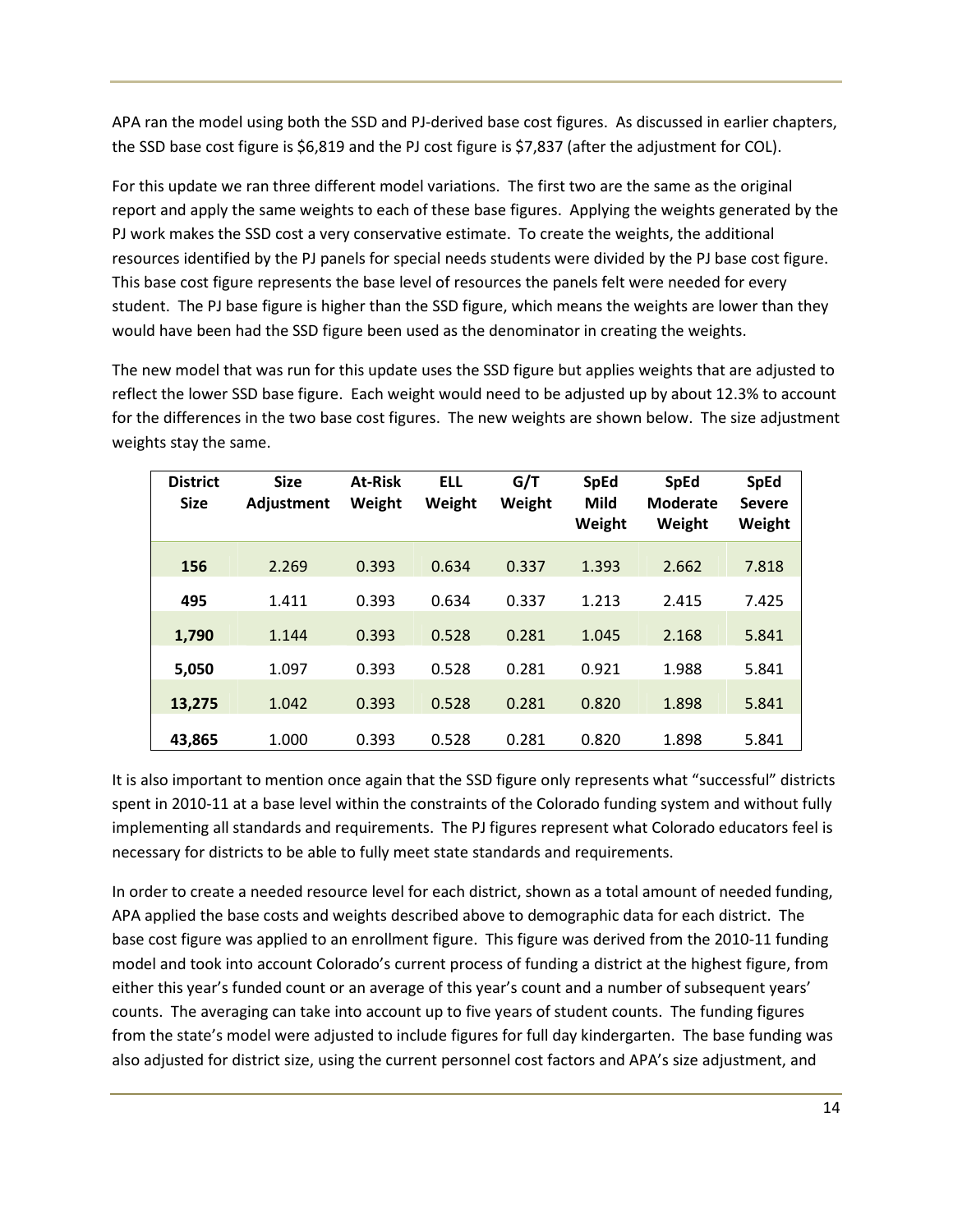APA ran the model using both the SSD and PJ-derived base cost figures. As discussed in earlier chapters, the SSD base cost figure is $6,819 and the PJ cost figure is $7,837 (after the adjustment for COL).

For this update we ran three different model variations. The first two are the same as the original report and apply the same weights to each of these base figures. Applying the weights generated by the PJ work makes the SSD cost a very conservative estimate. To create the weights, the additional resources identified by the PJ panels for special needs students were divided by the PJ base cost figure. This base cost figure represents the base level of resources the panels felt were needed for every student. The PJ base figure is higher than the SSD figure, which means the weights are lower than they would have been had the SSD figure been used as the denominator in creating the weights.

The new model that was run for this update uses the SSD figure but applies weights that are adjusted to reflect the lower SSD base figure. Each weight would need to be adjusted up by about 12.3% to account for the differences in the two base cost figures. The new weights are shown below. The size adjustment weights stay the same.

| District Size | Size Adjustment | At-Risk Weight | ELL Weight | G/T Weight | SpEd Mild Weight | SpEd Moderate Weight | SpEd Severe Weight |
|---|---|---|---|---|---|---|---|
| **156** | 2.269 | 0.393 | 0.634 | 0.337 | 1.393 | 2.662 | 7.818 |
| **495** | 1.411 | 0.393 | 0.634 | 0.337 | 1.213 | 2.415 | 7.425 |
| **1,790** | 1.144 | 0.393 | 0.528 | 0.281 | 1.045 | 2.168 | 5.841 |
| **5,050** | 1.097 | 0.393 | 0.528 | 0.281 | 0.921 | 1.988 | 5.841 |
| **13,275** | 1.042 | 0.393 | 0.528 | 0.281 | 0.820 | 1.898 | 5.841 |
| **43,865** | 1.000 | 0.393 | 0.528 | 0.281 | 0.820 | 1.898 | 5.841 |

It is also important to mention once again that the SSD figure only represents what "successful" districts spent in 2010-11 at a base level within the constraints of the Colorado funding system and without fully implementing all standards and requirements. The PJ figures represent what Colorado educators feel is necessary for districts to be able to fully meet state standards and requirements.

In order to create a needed resource level for each district, shown as a total amount of needed funding, APA applied the base costs and weights described above to demographic data for each district. The base cost figure was applied to an enrollment figure. This figure was derived from the 2010-11 funding model and took into account Colorado's current process of funding a district at the highest figure, from either this year's funded count or an average of this year's count and a number of subsequent years' counts. The averaging can take into account up to five years of student counts. The funding figures from the state's model were adjusted to include figures for full day kindergarten. The base funding was also adjusted for district size, using the current personnel cost factors and APA's size adjustment, and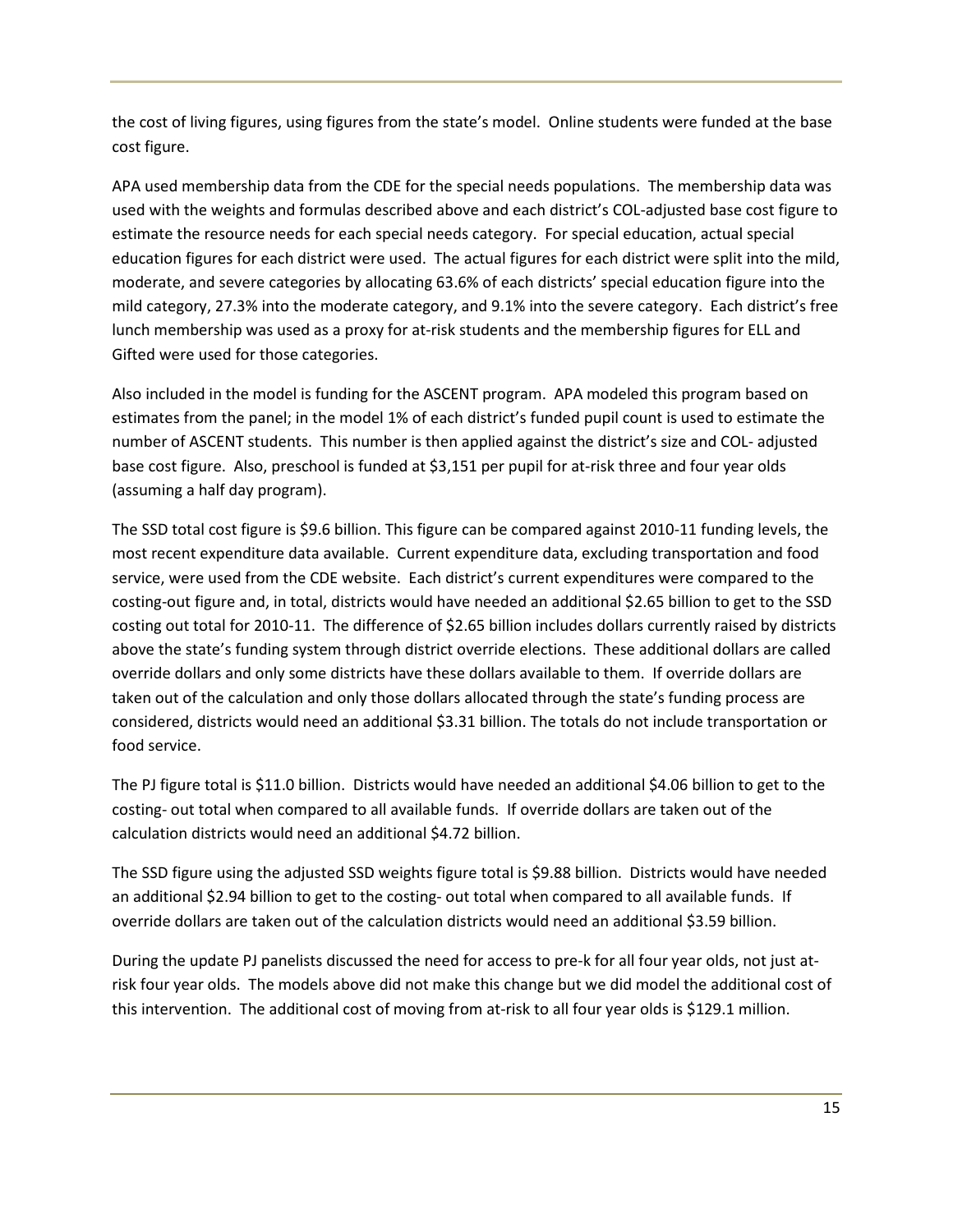the cost of living figures, using figures from the state's model. Online students were funded at the base cost figure.

APA used membership data from the CDE for the special needs populations. The membership data was used with the weights and formulas described above and each district's COL-adjusted base cost figure to estimate the resource needs for each special needs category. For special education, actual special education figures for each district were used. The actual figures for each district were split into the mild, moderate, and severe categories by allocating 63.6% of each districts' special education figure into the mild category, 27.3% into the moderate category, and 9.1% into the severe category. Each district's free lunch membership was used as a proxy for at-risk students and the membership figures for ELL and Gifted were used for those categories.

Also included in the model is funding for the ASCENT program. APA modeled this program based on estimates from the panel; in the model 1% of each district's funded pupil count is used to estimate the number of ASCENT students. This number is then applied against the district's size and COL- adjusted base cost figure. Also, preschool is funded at $3,151 per pupil for at-risk three and four year olds (assuming a half day program).

The SSD total cost figure is $9.6 billion. This figure can be compared against 2010-11 funding levels, the most recent expenditure data available. Current expenditure data, excluding transportation and food service, were used from the CDE website. Each district's current expenditures were compared to the costing-out figure and, in total, districts would have needed an additional $2.65 billion to get to the SSD costing out total for 2010-11. The difference of $2.65 billion includes dollars currently raised by districts above the state's funding system through district override elections. These additional dollars are called override dollars and only some districts have these dollars available to them. If override dollars are taken out of the calculation and only those dollars allocated through the state's funding process are considered, districts would need an additional $3.31 billion. The totals do not include transportation or food service.

The PJ figure total is $11.0 billion. Districts would have needed an additional $4.06 billion to get to the costing- out total when compared to all available funds. If override dollars are taken out of the calculation districts would need an additional $4.72 billion.

The SSD figure using the adjusted SSD weights figure total is $9.88 billion. Districts would have needed an additional $2.94 billion to get to the costing- out total when compared to all available funds. If override dollars are taken out of the calculation districts would need an additional $3.59 billion.

During the update PJ panelists discussed the need for access to pre-k for all four year olds, not just at-risk four year olds. The models above did not make this change but we did model the additional cost of this intervention. The additional cost of moving from at-risk to all four year olds is $129.1 million.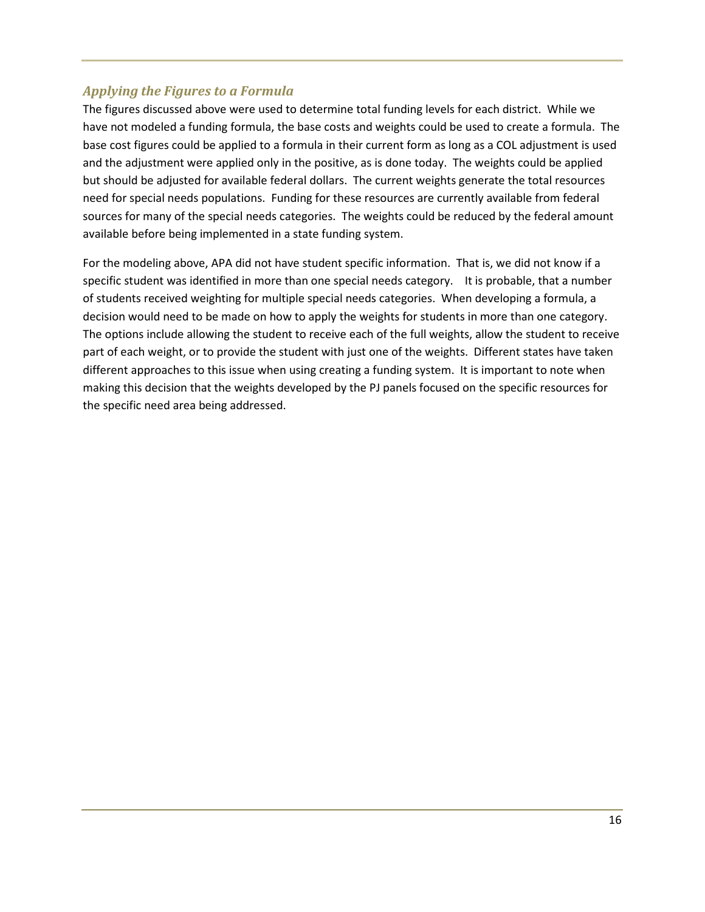### *Applying the Figures to a Formula*

The figures discussed above were used to determine total funding levels for each district. While we have not modeled a funding formula, the base costs and weights could be used to create a formula. The base cost figures could be applied to a formula in their current form as long as a COL adjustment is used and the adjustment were applied only in the positive, as is done today. The weights could be applied but should be adjusted for available federal dollars. The current weights generate the total resources need for special needs populations. Funding for these resources are currently available from federal sources for many of the special needs categories. The weights could be reduced by the federal amount available before being implemented in a state funding system.

For the modeling above, APA did not have student specific information. That is, we did not know if a specific student was identified in more than one special needs category. It is probable, that a number of students received weighting for multiple special needs categories. When developing a formula, a decision would need to be made on how to apply the weights for students in more than one category. The options include allowing the student to receive each of the full weights, allow the student to receive part of each weight, or to provide the student with just one of the weights. Different states have taken different approaches to this issue when using creating a funding system. It is important to note when making this decision that the weights developed by the PJ panels focused on the specific resources for the specific need area being addressed.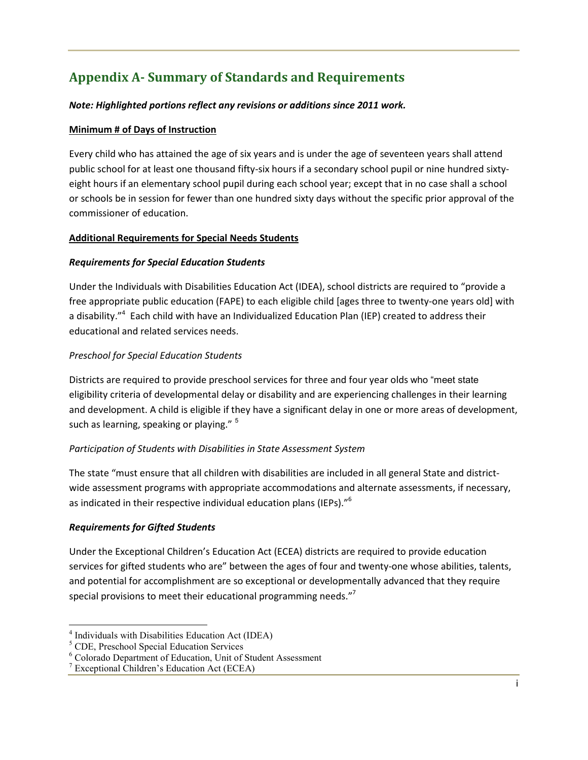# Appendix A- Summary of Standards and Requirements

***Note: Highlighted portions reflect any revisions or additions since 2011 work.***

**Minimum # of Days of Instruction**

Every child who has attained the age of six years and is under the age of seventeen years shall attend public school for at least one thousand fifty-six hours if a secondary school pupil or nine hundred sixty-eight hours if an elementary school pupil during each school year; except that in no case shall a school or schools be in session for fewer than one hundred sixty days without the specific prior approval of the commissioner of education.

**Additional Requirements for Special Needs Students**

***Requirements for Special Education Students***

Under the Individuals with Disabilities Education Act (IDEA), school districts are required to "provide a free appropriate public education (FAPE) to each eligible child [ages three to twenty-one years old] with a disability."[4] Each child with have an Individualized Education Plan (IEP) created to address their educational and related services needs.

*Preschool for Special Education Students*

Districts are required to provide preschool services for three and four year olds who "meet state eligibility criteria of developmental delay or disability and are experiencing challenges in their learning and development. A child is eligible if they have a significant delay in one or more areas of development, such as learning, speaking or playing." [5]

*Participation of Students with Disabilities in State Assessment System*

The state "must ensure that all children with disabilities are included in all general State and district-wide assessment programs with appropriate accommodations and alternate assessments, if necessary, as indicated in their respective individual education plans (IEPs)."[6]

***Requirements for Gifted Students***

Under the Exceptional Children's Education Act (ECEA) districts are required to provide education services for gifted students who are" between the ages of four and twenty-one whose abilities, talents, and potential for accomplishment are so exceptional or developmentally advanced that they require special provisions to meet their educational programming needs."[7]

---

[4] Individuals with Disabilities Education Act (IDEA)

[5] CDE, Preschool Special Education Services

[6] Colorado Department of Education, Unit of Student Assessment

[7] Exceptional Children's Education Act (ECEA)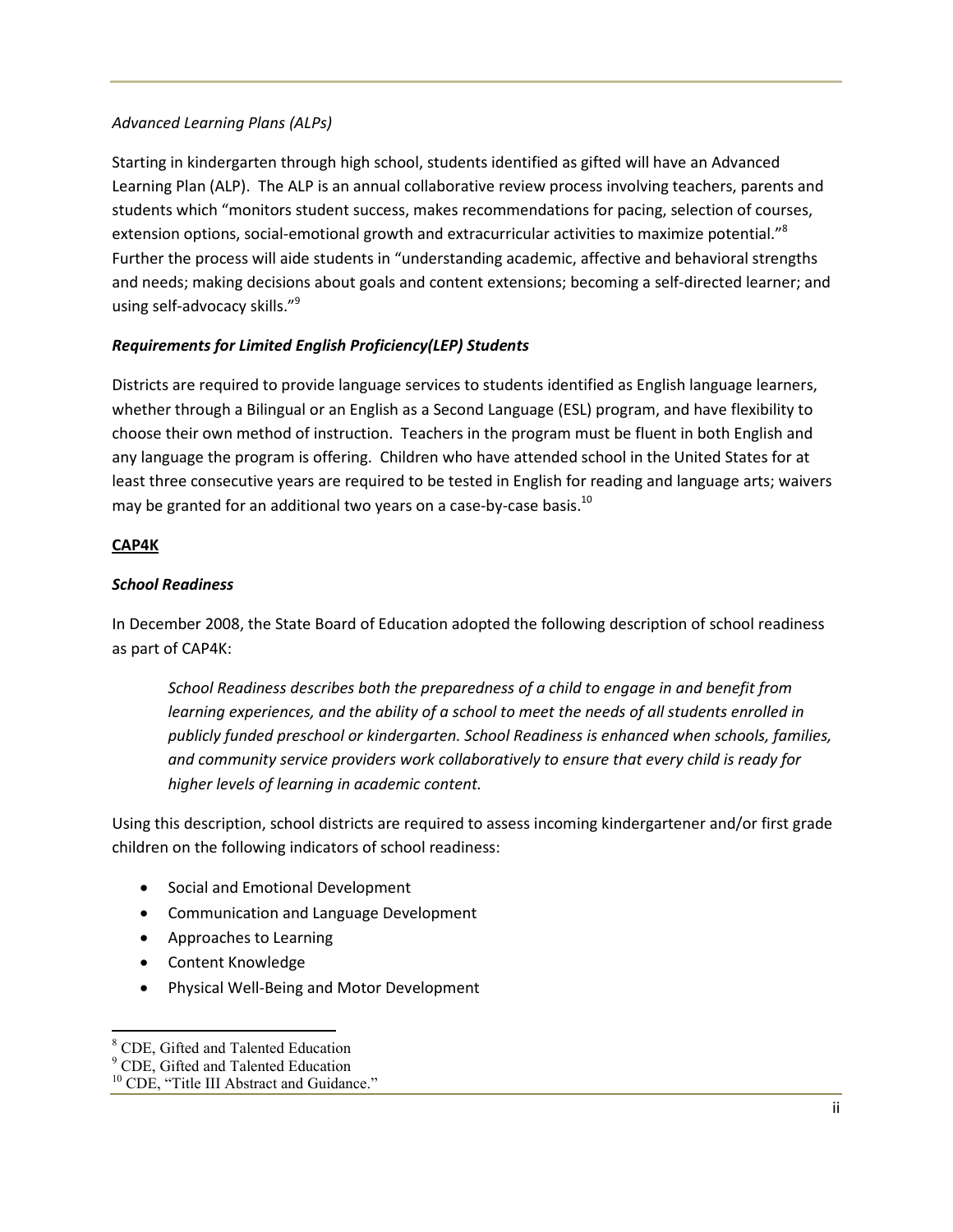*Advanced Learning Plans (ALPs)*

Starting in kindergarten through high school, students identified as gifted will have an Advanced Learning Plan (ALP). The ALP is an annual collaborative review process involving teachers, parents and students which "monitors student success, makes recommendations for pacing, selection of courses, extension options, social-emotional growth and extracurricular activities to maximize potential."[8] Further the process will aide students in "understanding academic, affective and behavioral strengths and needs; making decisions about goals and content extensions; becoming a self-directed learner; and using self-advocacy skills."[9]

***Requirements for Limited English Proficiency(LEP) Students***

Districts are required to provide language services to students identified as English language learners, whether through a Bilingual or an English as a Second Language (ESL) program, and have flexibility to choose their own method of instruction. Teachers in the program must be fluent in both English and any language the program is offering. Children who have attended school in the United States for at least three consecutive years are required to be tested in English for reading and language arts; waivers may be granted for an additional two years on a case-by-case basis.[10]

**<u>CAP4K</u>**

***School Readiness***

In December 2008, the State Board of Education adopted the following description of school readiness as part of CAP4K:

> *School Readiness describes both the preparedness of a child to engage in and benefit from learning experiences, and the ability of a school to meet the needs of all students enrolled in publicly funded preschool or kindergarten. School Readiness is enhanced when schools, families, and community service providers work collaboratively to ensure that every child is ready for higher levels of learning in academic content.*

Using this description, school districts are required to assess incoming kindergartener and/or first grade children on the following indicators of school readiness:

- Social and Emotional Development
- Communication and Language Development
- Approaches to Learning
- Content Knowledge
- Physical Well-Being and Motor Development

---

[8] CDE, Gifted and Talented Education
[9] CDE, Gifted and Talented Education
[10] CDE, "Title III Abstract and Guidance."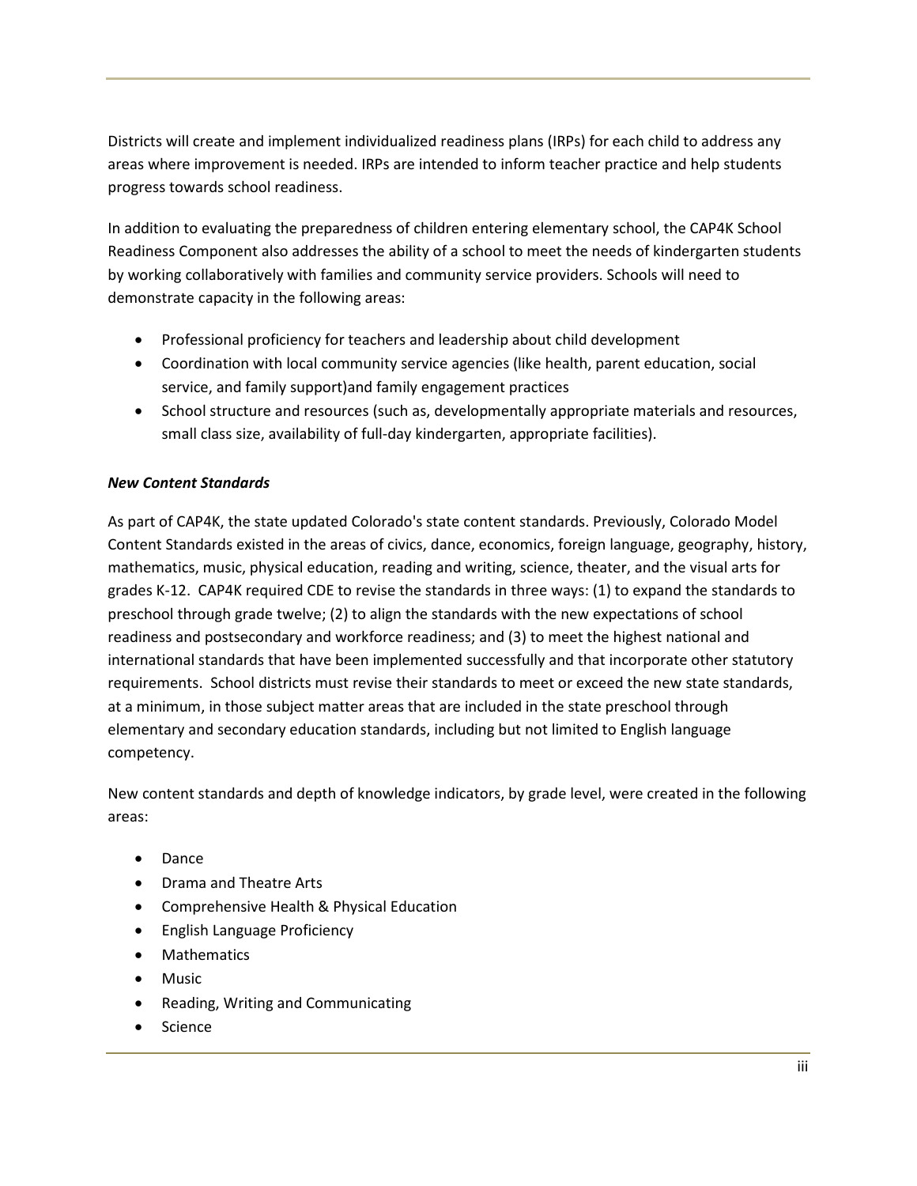Districts will create and implement individualized readiness plans (IRPs) for each child to address any areas where improvement is needed. IRPs are intended to inform teacher practice and help students progress towards school readiness.

In addition to evaluating the preparedness of children entering elementary school, the CAP4K School Readiness Component also addresses the ability of a school to meet the needs of kindergarten students by working collaboratively with families and community service providers. Schools will need to demonstrate capacity in the following areas:

- Professional proficiency for teachers and leadership about child development
- Coordination with local community service agencies (like health, parent education, social service, and family support)and family engagement practices
- School structure and resources (such as, developmentally appropriate materials and resources, small class size, availability of full-day kindergarten, appropriate facilities).

***New Content Standards***

As part of CAP4K, the state updated Colorado's state content standards. Previously, Colorado Model Content Standards existed in the areas of civics, dance, economics, foreign language, geography, history, mathematics, music, physical education, reading and writing, science, theater, and the visual arts for grades K-12. CAP4K required CDE to revise the standards in three ways: (1) to expand the standards to preschool through grade twelve; (2) to align the standards with the new expectations of school readiness and postsecondary and workforce readiness; and (3) to meet the highest national and international standards that have been implemented successfully and that incorporate other statutory requirements. School districts must revise their standards to meet or exceed the new state standards, at a minimum, in those subject matter areas that are included in the state preschool through elementary and secondary education standards, including but not limited to English language competency.

New content standards and depth of knowledge indicators, by grade level, were created in the following areas:

- Dance
- Drama and Theatre Arts
- Comprehensive Health & Physical Education
- English Language Proficiency
- Mathematics
- Music
- Reading, Writing and Communicating
- Science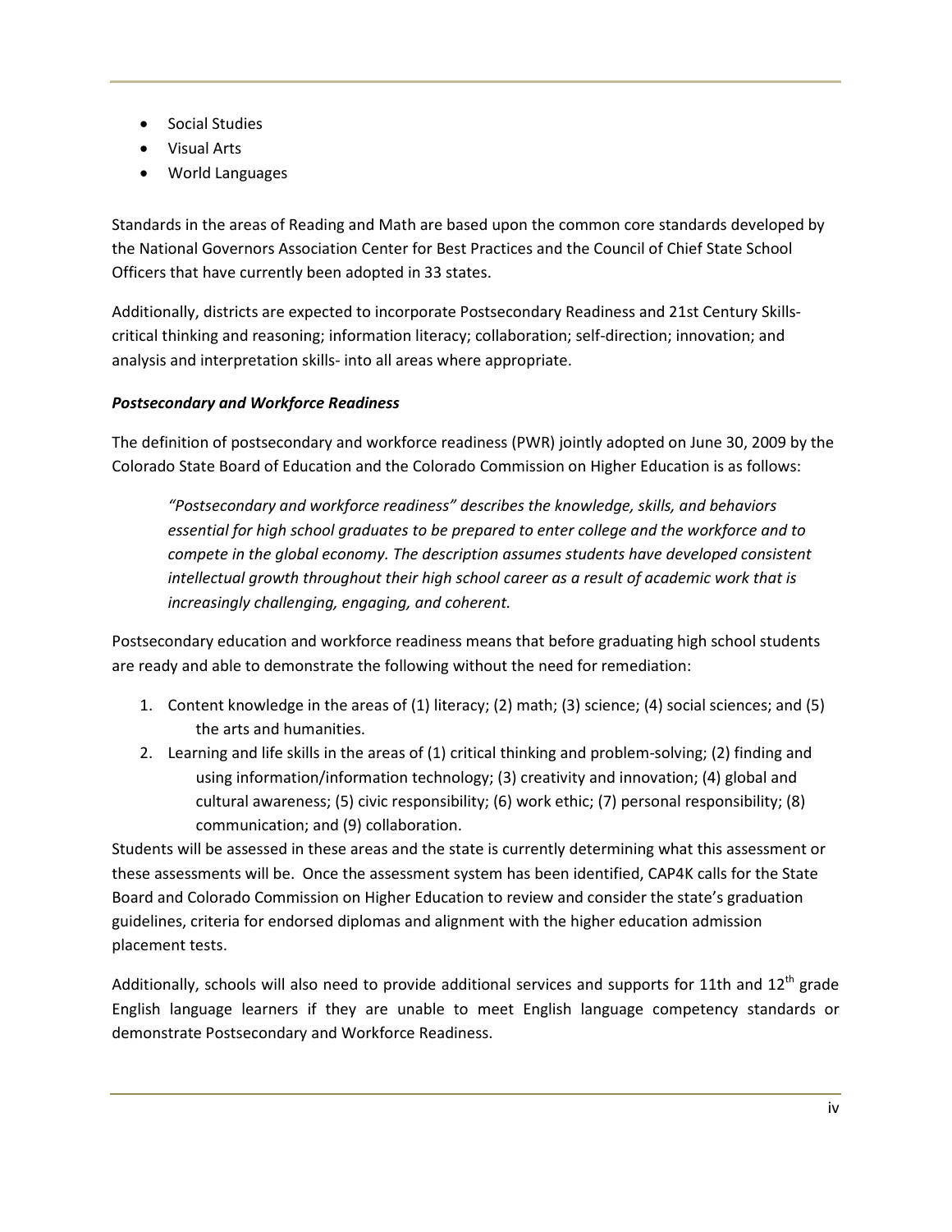- Social Studies
- Visual Arts
- World Languages

Standards in the areas of Reading and Math are based upon the common core standards developed by the National Governors Association Center for Best Practices and the Council of Chief State School Officers that have currently been adopted in 33 states.

Additionally, districts are expected to incorporate Postsecondary Readiness and 21st Century Skills- critical thinking and reasoning; information literacy; collaboration; self-direction; innovation; and analysis and interpretation skills- into all areas where appropriate.

***Postsecondary and Workforce Readiness***

The definition of postsecondary and workforce readiness (PWR) jointly adopted on June 30, 2009 by the Colorado State Board of Education and the Colorado Commission on Higher Education is as follows:

> *"Postsecondary and workforce readiness" describes the knowledge, skills, and behaviors essential for high school graduates to be prepared to enter college and the workforce and to compete in the global economy. The description assumes students have developed consistent intellectual growth throughout their high school career as a result of academic work that is increasingly challenging, engaging, and coherent.*

Postsecondary education and workforce readiness means that before graduating high school students are ready and able to demonstrate the following without the need for remediation:

1. Content knowledge in the areas of (1) literacy; (2) math; (3) science; (4) social sciences; and (5) the arts and humanities.
2. Learning and life skills in the areas of (1) critical thinking and problem-solving; (2) finding and using information/information technology; (3) creativity and innovation; (4) global and cultural awareness; (5) civic responsibility; (6) work ethic; (7) personal responsibility; (8) communication; and (9) collaboration.

Students will be assessed in these areas and the state is currently determining what this assessment or these assessments will be. Once the assessment system has been identified, CAP4K calls for the State Board and Colorado Commission on Higher Education to review and consider the state's graduation guidelines, criteria for endorsed diplomas and alignment with the higher education admission placement tests.

Additionally, schools will also need to provide additional services and supports for 11th and 12th grade English language learners if they are unable to meet English language competency standards or demonstrate Postsecondary and Workforce Readiness.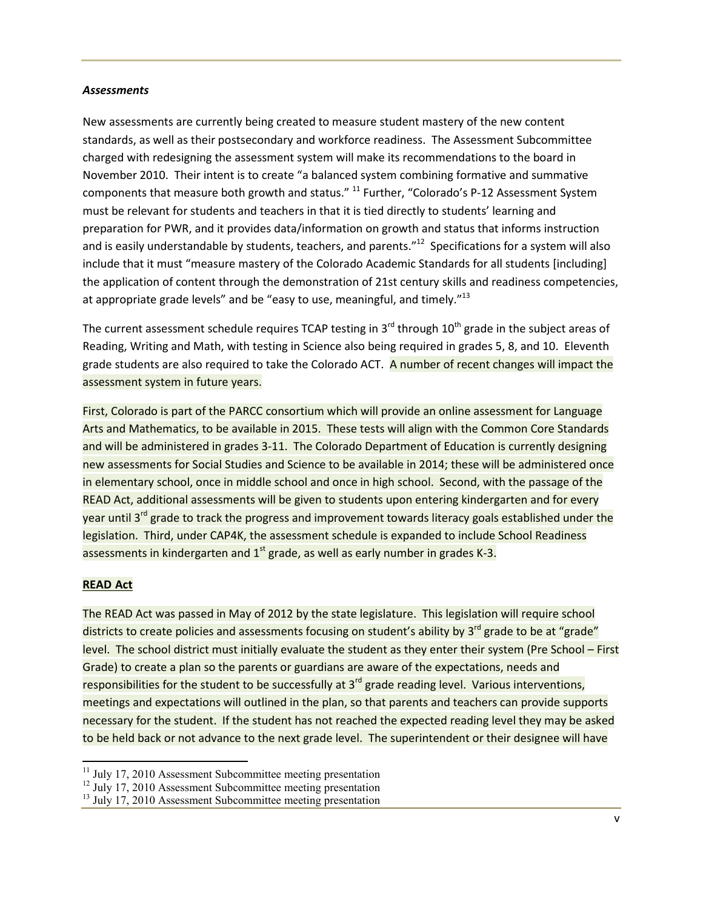***Assessments***

New assessments are currently being created to measure student mastery of the new content standards, as well as their postsecondary and workforce readiness. The Assessment Subcommittee charged with redesigning the assessment system will make its recommendations to the board in November 2010. Their intent is to create "a balanced system combining formative and summative components that measure both growth and status." [11] Further, "Colorado's P-12 Assessment System must be relevant for students and teachers in that it is tied directly to students' learning and preparation for PWR, and it provides data/information on growth and status that informs instruction and is easily understandable by students, teachers, and parents."[12] Specifications for a system will also include that it must "measure mastery of the Colorado Academic Standards for all students [including] the application of content through the demonstration of 21st century skills and readiness competencies, at appropriate grade levels" and be "easy to use, meaningful, and timely."[13]

The current assessment schedule requires TCAP testing in 3rd through 10th grade in the subject areas of Reading, Writing and Math, with testing in Science also being required in grades 5, 8, and 10. Eleventh grade students are also required to take the Colorado ACT. A number of recent changes will impact the assessment system in future years.

First, Colorado is part of the PARCC consortium which will provide an online assessment for Language Arts and Mathematics, to be available in 2015. These tests will align with the Common Core Standards and will be administered in grades 3-11. The Colorado Department of Education is currently designing new assessments for Social Studies and Science to be available in 2014; these will be administered once in elementary school, once in middle school and once in high school. Second, with the passage of the READ Act, additional assessments will be given to students upon entering kindergarten and for every year until 3rd grade to track the progress and improvement towards literacy goals established under the legislation. Third, under CAP4K, the assessment schedule is expanded to include School Readiness assessments in kindergarten and 1st grade, as well as early number in grades K-3.

**READ Act**

The READ Act was passed in May of 2012 by the state legislature. This legislation will require school districts to create policies and assessments focusing on student's ability by 3rd grade to be at "grade" level. The school district must initially evaluate the student as they enter their system (Pre School – First Grade) to create a plan so the parents or guardians are aware of the expectations, needs and responsibilities for the student to be successfully at 3rd grade reading level. Various interventions, meetings and expectations will outlined in the plan, so that parents and teachers can provide supports necessary for the student. If the student has not reached the expected reading level they may be asked to be held back or not advance to the next grade level. The superintendent or their designee will have

[11] July 17, 2010 Assessment Subcommittee meeting presentation
[12] July 17, 2010 Assessment Subcommittee meeting presentation
[13] July 17, 2010 Assessment Subcommittee meeting presentation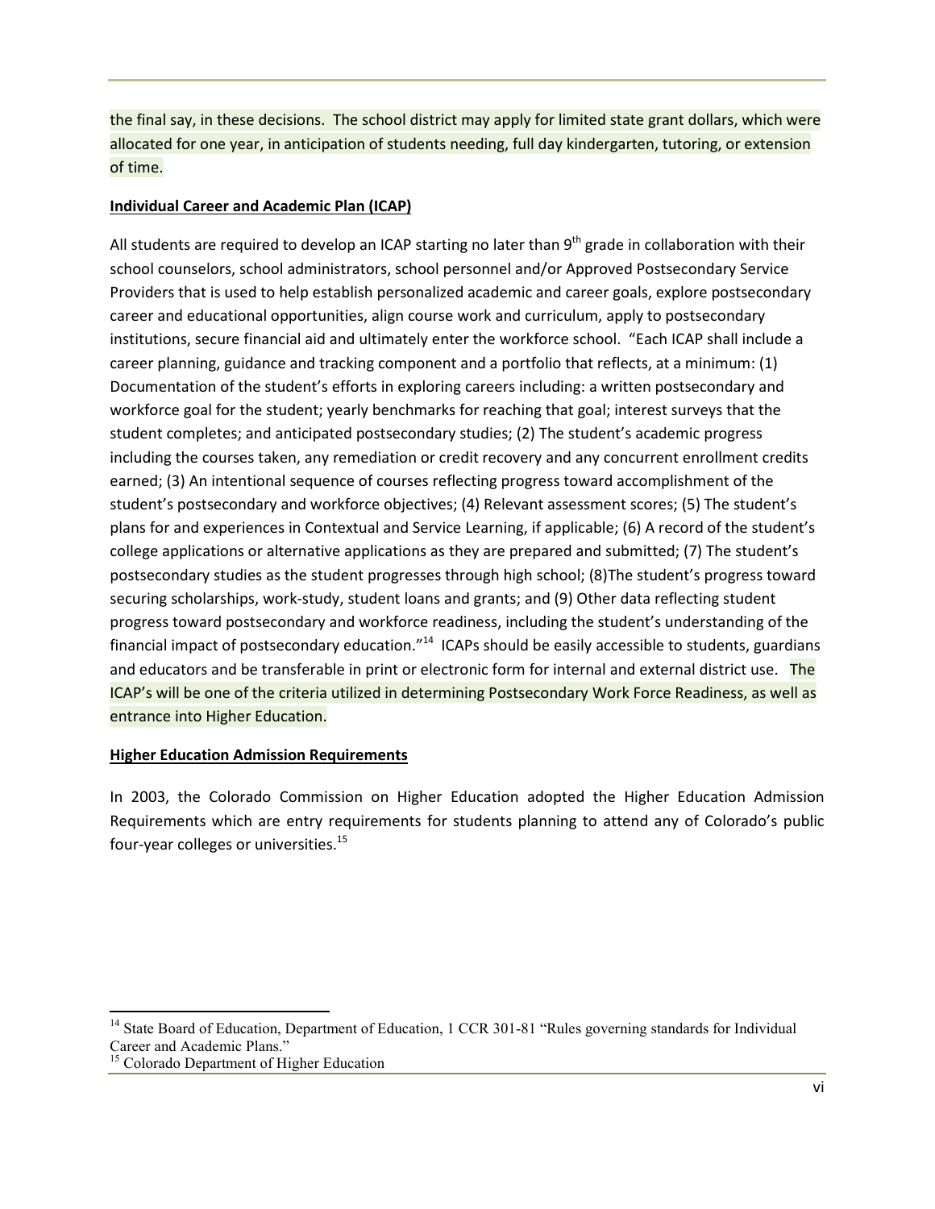the final say, in these decisions. The school district may apply for limited state grant dollars, which were allocated for one year, in anticipation of students needing, full day kindergarten, tutoring, or extension of time.

**Individual Career and Academic Plan (ICAP)**

All students are required to develop an ICAP starting no later than 9th grade in collaboration with their school counselors, school administrators, school personnel and/or Approved Postsecondary Service Providers that is used to help establish personalized academic and career goals, explore postsecondary career and educational opportunities, align course work and curriculum, apply to postsecondary institutions, secure financial aid and ultimately enter the workforce school. "Each ICAP shall include a career planning, guidance and tracking component and a portfolio that reflects, at a minimum: (1) Documentation of the student's efforts in exploring careers including: a written postsecondary and workforce goal for the student; yearly benchmarks for reaching that goal; interest surveys that the student completes; and anticipated postsecondary studies; (2) The student's academic progress including the courses taken, any remediation or credit recovery and any concurrent enrollment credits earned; (3) An intentional sequence of courses reflecting progress toward accomplishment of the student's postsecondary and workforce objectives; (4) Relevant assessment scores; (5) The student's plans for and experiences in Contextual and Service Learning, if applicable; (6) A record of the student's college applications or alternative applications as they are prepared and submitted; (7) The student's postsecondary studies as the student progresses through high school; (8)The student's progress toward securing scholarships, work-study, student loans and grants; and (9) Other data reflecting student progress toward postsecondary and workforce readiness, including the student's understanding of the financial impact of postsecondary education."[14] ICAPs should be easily accessible to students, guardians and educators and be transferable in print or electronic form for internal and external district use. The ICAP's will be one of the criteria utilized in determining Postsecondary Work Force Readiness, as well as entrance into Higher Education.

**Higher Education Admission Requirements**

In 2003, the Colorado Commission on Higher Education adopted the Higher Education Admission Requirements which are entry requirements for students planning to attend any of Colorado's public four-year colleges or universities.[15]

---

[14] State Board of Education, Department of Education, 1 CCR 301-81 "Rules governing standards for Individual Career and Academic Plans."

[15] Colorado Department of Higher Education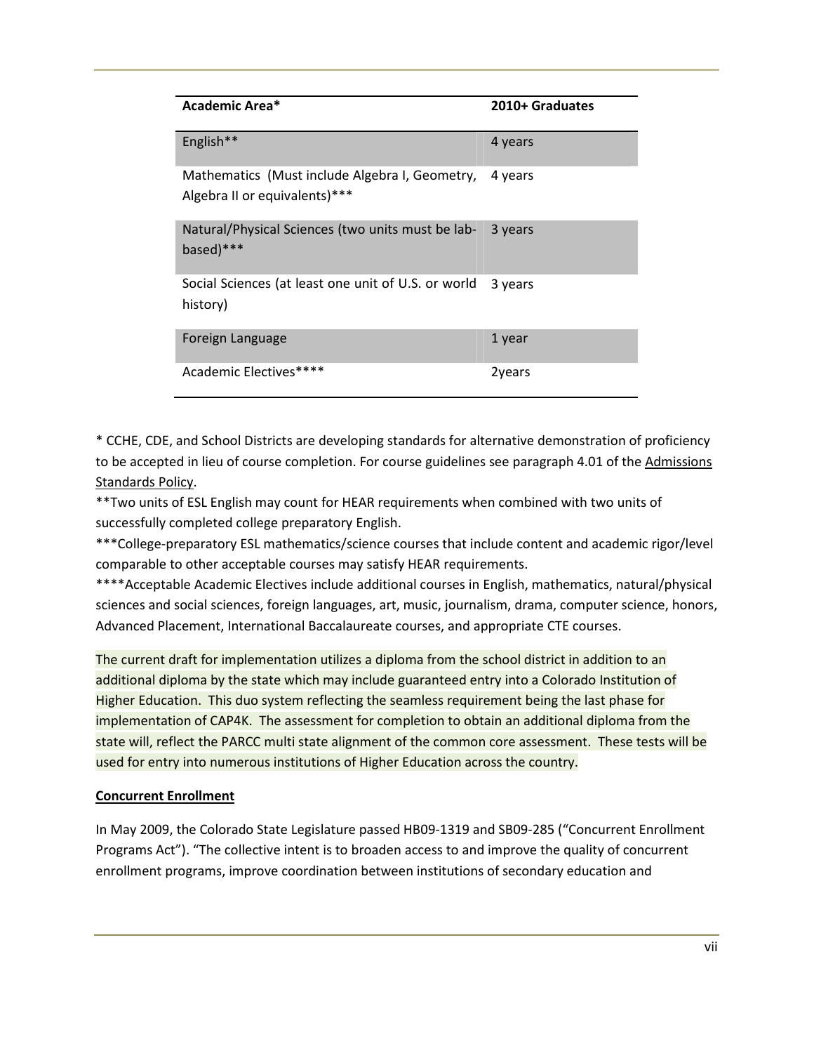| Academic Area* | 2010+ Graduates |
|---|---|
| English** | 4 years |
| Mathematics (Must include Algebra I, Geometry, Algebra II or equivalents)*** | 4 years |
| Natural/Physical Sciences (two units must be lab-based)*** | 3 years |
| Social Sciences (at least one unit of U.S. or world history) | 3 years |
| Foreign Language | 1 year |
| Academic Electives**** | 2years |

* CCHE, CDE, and School Districts are developing standards for alternative demonstration of proficiency to be accepted in lieu of course completion. For course guidelines see paragraph 4.01 of the Admissions Standards Policy.

**Two units of ESL English may count for HEAR requirements when combined with two units of successfully completed college preparatory English.

***College-preparatory ESL mathematics/science courses that include content and academic rigor/level comparable to other acceptable courses may satisfy HEAR requirements.

****Acceptable Academic Electives include additional courses in English, mathematics, natural/physical sciences and social sciences, foreign languages, art, music, journalism, drama, computer science, honors, Advanced Placement, International Baccalaureate courses, and appropriate CTE courses.

The current draft for implementation utilizes a diploma from the school district in addition to an additional diploma by the state which may include guaranteed entry into a Colorado Institution of Higher Education. This duo system reflecting the seamless requirement being the last phase for implementation of CAP4K. The assessment for completion to obtain an additional diploma from the state will, reflect the PARCC multi state alignment of the common core assessment. These tests will be used for entry into numerous institutions of Higher Education across the country.

**Concurrent Enrollment**

In May 2009, the Colorado State Legislature passed HB09-1319 and SB09-285 ("Concurrent Enrollment Programs Act"). "The collective intent is to broaden access to and improve the quality of concurrent enrollment programs, improve coordination between institutions of secondary education and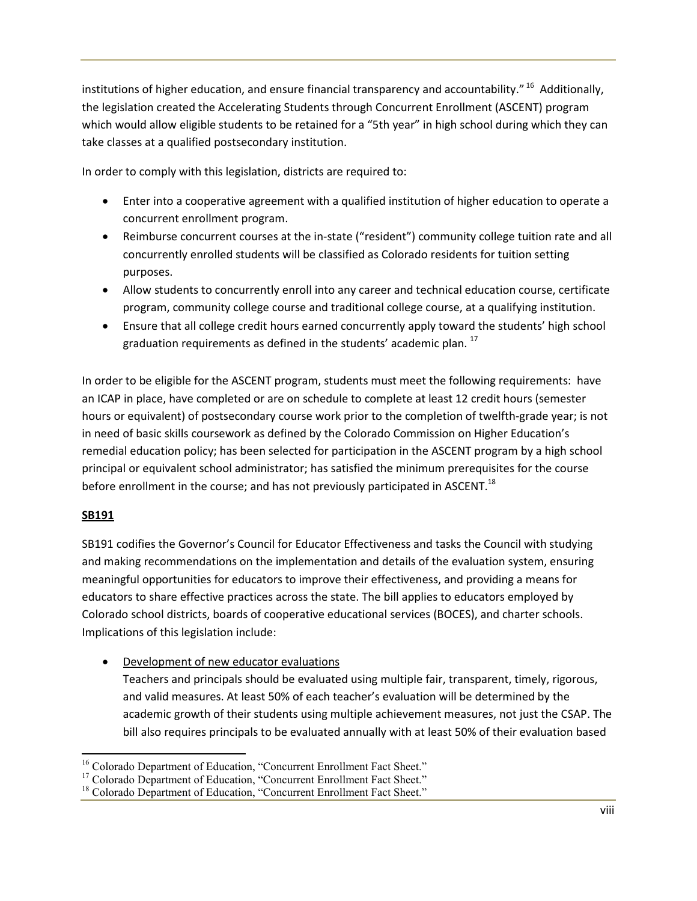institutions of higher education, and ensure financial transparency and accountability." [16] Additionally, the legislation created the Accelerating Students through Concurrent Enrollment (ASCENT) program which would allow eligible students to be retained for a "5th year" in high school during which they can take classes at a qualified postsecondary institution.

In order to comply with this legislation, districts are required to:

- Enter into a cooperative agreement with a qualified institution of higher education to operate a concurrent enrollment program.
- Reimburse concurrent courses at the in-state ("resident") community college tuition rate and all concurrently enrolled students will be classified as Colorado residents for tuition setting purposes.
- Allow students to concurrently enroll into any career and technical education course, certificate program, community college course and traditional college course, at a qualifying institution.
- Ensure that all college credit hours earned concurrently apply toward the students' high school graduation requirements as defined in the students' academic plan. [17]

In order to be eligible for the ASCENT program, students must meet the following requirements: have an ICAP in place, have completed or are on schedule to complete at least 12 credit hours (semester hours or equivalent) of postsecondary course work prior to the completion of twelfth-grade year; is not in need of basic skills coursework as defined by the Colorado Commission on Higher Education's remedial education policy; has been selected for participation in the ASCENT program by a high school principal or equivalent school administrator; has satisfied the minimum prerequisites for the course before enrollment in the course; and has not previously participated in ASCENT.[18]

**SB191**

SB191 codifies the Governor's Council for Educator Effectiveness and tasks the Council with studying and making recommendations on the implementation and details of the evaluation system, ensuring meaningful opportunities for educators to improve their effectiveness, and providing a means for educators to share effective practices across the state. The bill applies to educators employed by Colorado school districts, boards of cooperative educational services (BOCES), and charter schools. Implications of this legislation include:

- Development of new educator evaluations
  Teachers and principals should be evaluated using multiple fair, transparent, timely, rigorous, and valid measures. At least 50% of each teacher's evaluation will be determined by the academic growth of their students using multiple achievement measures, not just the CSAP. The bill also requires principals to be evaluated annually with at least 50% of their evaluation based

---

[16] Colorado Department of Education, "Concurrent Enrollment Fact Sheet."
[17] Colorado Department of Education, "Concurrent Enrollment Fact Sheet."
[18] Colorado Department of Education, "Concurrent Enrollment Fact Sheet."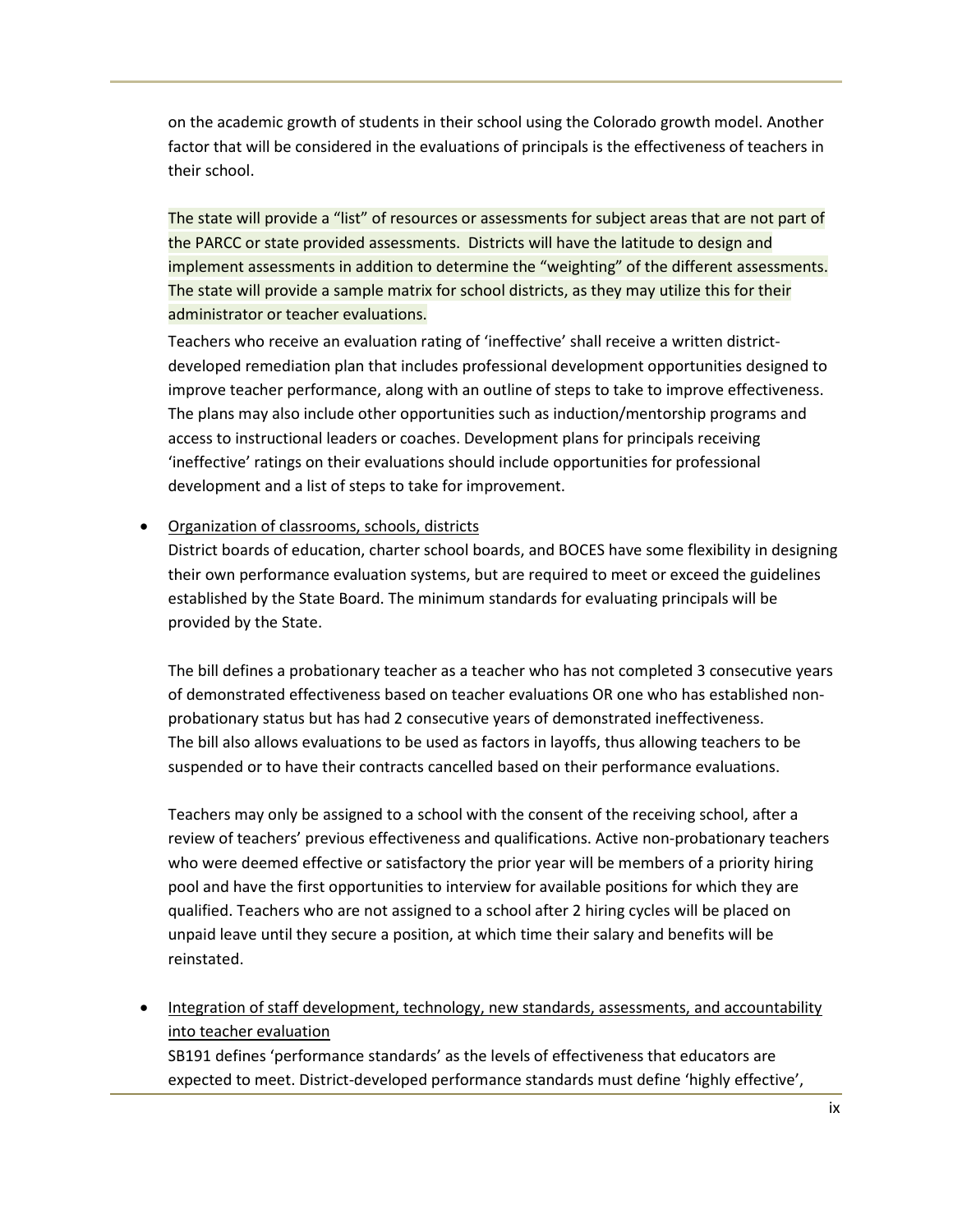on the academic growth of students in their school using the Colorado growth model. Another factor that will be considered in the evaluations of principals is the effectiveness of teachers in their school.

The state will provide a "list" of resources or assessments for subject areas that are not part of the PARCC or state provided assessments. Districts will have the latitude to design and implement assessments in addition to determine the "weighting" of the different assessments. The state will provide a sample matrix for school districts, as they may utilize this for their administrator or teacher evaluations.

Teachers who receive an evaluation rating of 'ineffective' shall receive a written district-developed remediation plan that includes professional development opportunities designed to improve teacher performance, along with an outline of steps to take to improve effectiveness. The plans may also include other opportunities such as induction/mentorship programs and access to instructional leaders or coaches. Development plans for principals receiving 'ineffective' ratings on their evaluations should include opportunities for professional development and a list of steps to take for improvement.

- Organization of classrooms, schools, districts

  District boards of education, charter school boards, and BOCES have some flexibility in designing their own performance evaluation systems, but are required to meet or exceed the guidelines established by the State Board. The minimum standards for evaluating principals will be provided by the State.

  The bill defines a probationary teacher as a teacher who has not completed 3 consecutive years of demonstrated effectiveness based on teacher evaluations OR one who has established non-probationary status but has had 2 consecutive years of demonstrated ineffectiveness. The bill also allows evaluations to be used as factors in layoffs, thus allowing teachers to be suspended or to have their contracts cancelled based on their performance evaluations.

  Teachers may only be assigned to a school with the consent of the receiving school, after a review of teachers' previous effectiveness and qualifications. Active non-probationary teachers who were deemed effective or satisfactory the prior year will be members of a priority hiring pool and have the first opportunities to interview for available positions for which they are qualified. Teachers who are not assigned to a school after 2 hiring cycles will be placed on unpaid leave until they secure a position, at which time their salary and benefits will be reinstated.

- Integration of staff development, technology, new standards, assessments, and accountability into teacher evaluation

  SB191 defines 'performance standards' as the levels of effectiveness that educators are expected to meet. District-developed performance standards must define 'highly effective',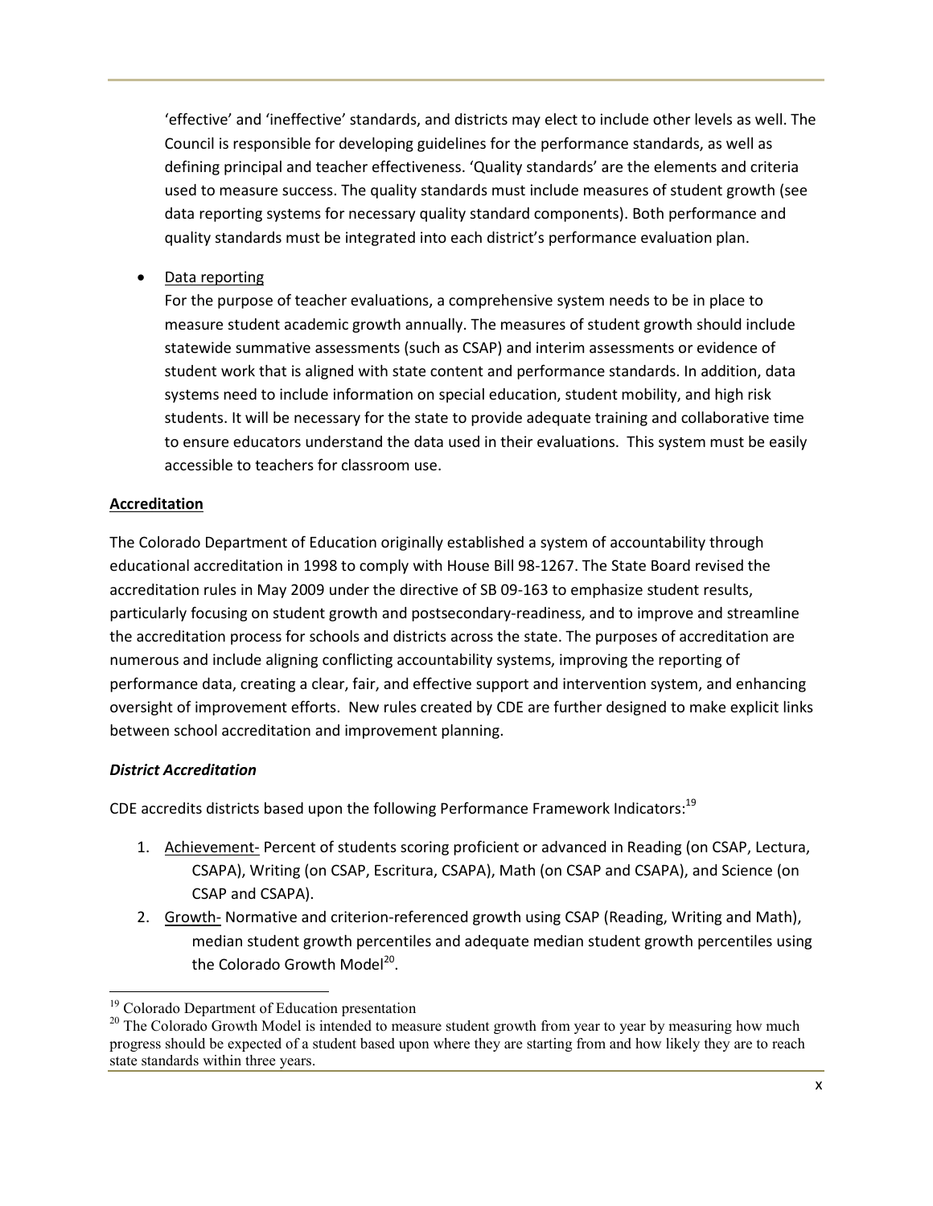'effective' and 'ineffective' standards, and districts may elect to include other levels as well. The Council is responsible for developing guidelines for the performance standards, as well as defining principal and teacher effectiveness. 'Quality standards' are the elements and criteria used to measure success. The quality standards must include measures of student growth (see data reporting systems for necessary quality standard components). Both performance and quality standards must be integrated into each district's performance evaluation plan.

- <u>Data reporting</u>

  For the purpose of teacher evaluations, a comprehensive system needs to be in place to measure student academic growth annually. The measures of student growth should include statewide summative assessments (such as CSAP) and interim assessments or evidence of student work that is aligned with state content and performance standards. In addition, data systems need to include information on special education, student mobility, and high risk students. It will be necessary for the state to provide adequate training and collaborative time to ensure educators understand the data used in their evaluations. This system must be easily accessible to teachers for classroom use.

## Accreditation

The Colorado Department of Education originally established a system of accountability through educational accreditation in 1998 to comply with House Bill 98-1267. The State Board revised the accreditation rules in May 2009 under the directive of SB 09-163 to emphasize student results, particularly focusing on student growth and postsecondary-readiness, and to improve and streamline the accreditation process for schools and districts across the state. The purposes of accreditation are numerous and include aligning conflicting accountability systems, improving the reporting of performance data, creating a clear, fair, and effective support and intervention system, and enhancing oversight of improvement efforts. New rules created by CDE are further designed to make explicit links between school accreditation and improvement planning.

### *District Accreditation*

CDE accredits districts based upon the following Performance Framework Indicators:[19]

1. <u>Achievement-</u> Percent of students scoring proficient or advanced in Reading (on CSAP, Lectura, CSAPA), Writing (on CSAP, Escritura, CSAPA), Math (on CSAP and CSAPA), and Science (on CSAP and CSAPA).
2. <u>Growth-</u> Normative and criterion-referenced growth using CSAP (Reading, Writing and Math), median student growth percentiles and adequate median student growth percentiles using the Colorado Growth Model[20].

[19] Colorado Department of Education presentation

[20] The Colorado Growth Model is intended to measure student growth from year to year by measuring how much progress should be expected of a student based upon where they are starting from and how likely they are to reach state standards within three years.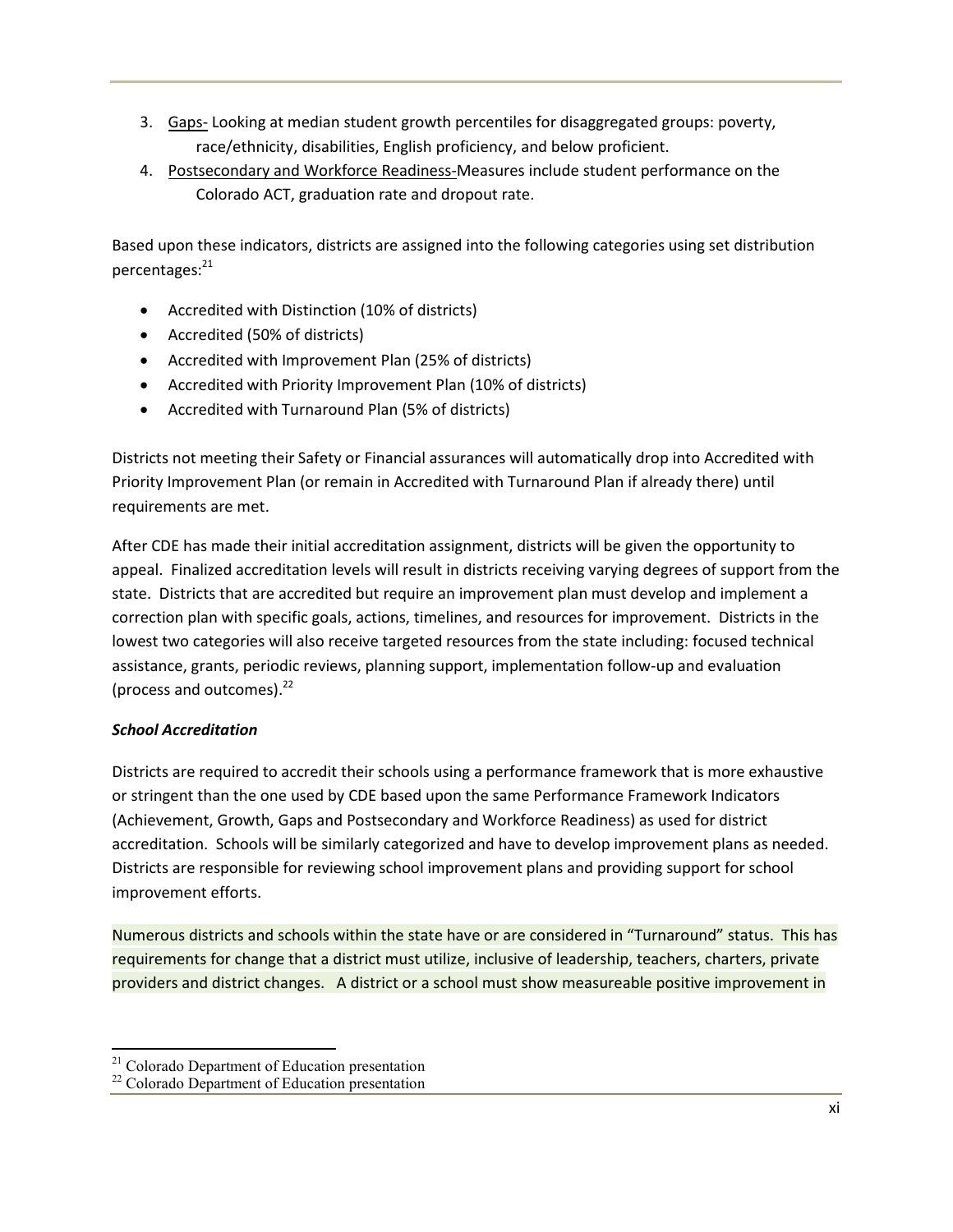3. Gaps- Looking at median student growth percentiles for disaggregated groups: poverty, race/ethnicity, disabilities, English proficiency, and below proficient.
4. Postsecondary and Workforce Readiness-Measures include student performance on the Colorado ACT, graduation rate and dropout rate.

Based upon these indicators, districts are assigned into the following categories using set distribution percentages:[21]

- Accredited with Distinction (10% of districts)
- Accredited (50% of districts)
- Accredited with Improvement Plan (25% of districts)
- Accredited with Priority Improvement Plan (10% of districts)
- Accredited with Turnaround Plan (5% of districts)

Districts not meeting their Safety or Financial assurances will automatically drop into Accredited with Priority Improvement Plan (or remain in Accredited with Turnaround Plan if already there) until requirements are met.

After CDE has made their initial accreditation assignment, districts will be given the opportunity to appeal. Finalized accreditation levels will result in districts receiving varying degrees of support from the state. Districts that are accredited but require an improvement plan must develop and implement a correction plan with specific goals, actions, timelines, and resources for improvement. Districts in the lowest two categories will also receive targeted resources from the state including: focused technical assistance, grants, periodic reviews, planning support, implementation follow-up and evaluation (process and outcomes).[22]

***School Accreditation***

Districts are required to accredit their schools using a performance framework that is more exhaustive or stringent than the one used by CDE based upon the same Performance Framework Indicators (Achievement, Growth, Gaps and Postsecondary and Workforce Readiness) as used for district accreditation. Schools will be similarly categorized and have to develop improvement plans as needed. Districts are responsible for reviewing school improvement plans and providing support for school improvement efforts.

Numerous districts and schools within the state have or are considered in "Turnaround" status. This has requirements for change that a district must utilize, inclusive of leadership, teachers, charters, private providers and district changes. A district or a school must show measureable positive improvement in

[21] Colorado Department of Education presentation

[22] Colorado Department of Education presentation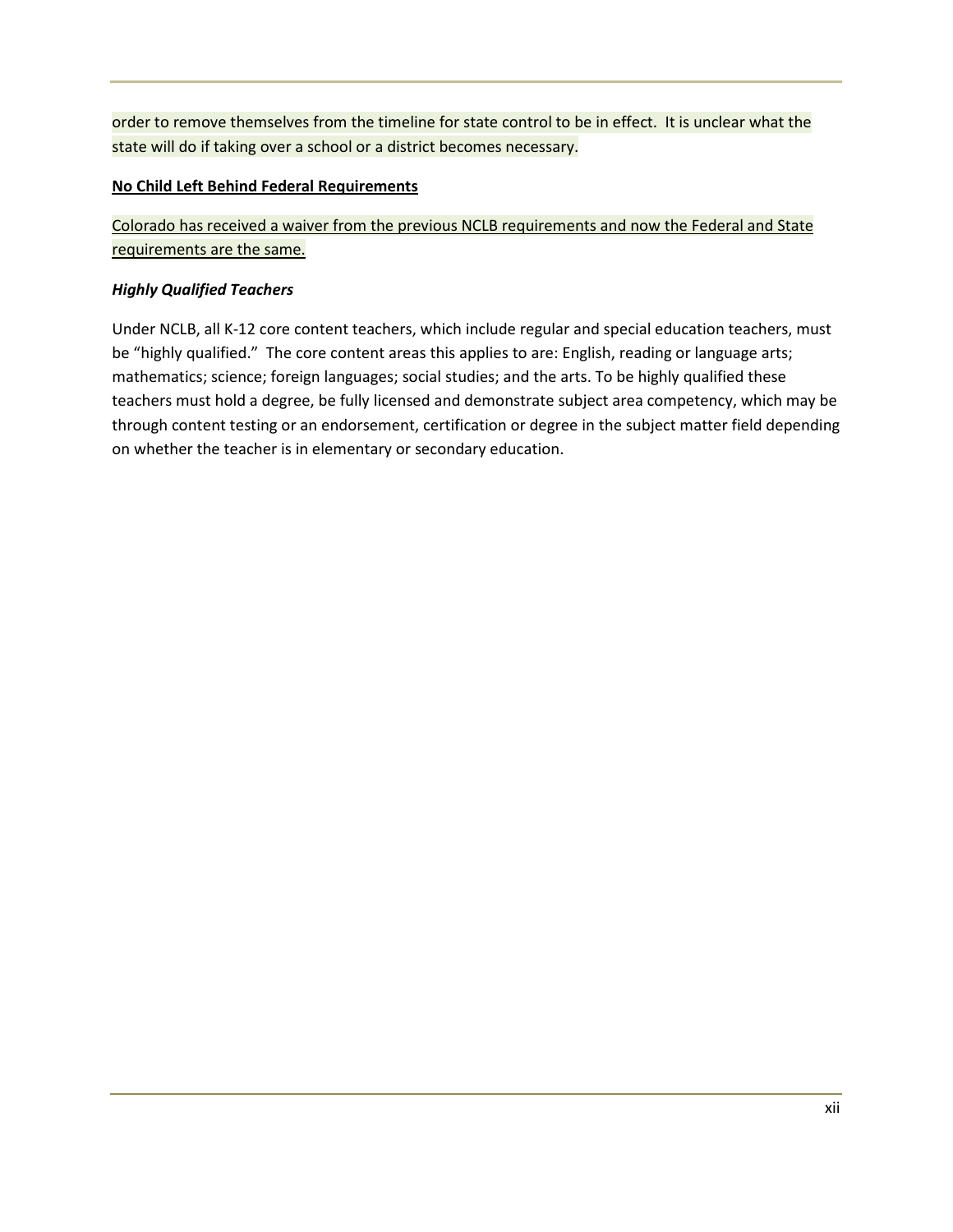order to remove themselves from the timeline for state control to be in effect. It is unclear what the state will do if taking over a school or a district becomes necessary.

**No Child Left Behind Federal Requirements**

Colorado has received a waiver from the previous NCLB requirements and now the Federal and State requirements are the same.

***Highly Qualified Teachers***

Under NCLB, all K-12 core content teachers, which include regular and special education teachers, must be "highly qualified." The core content areas this applies to are: English, reading or language arts; mathematics; science; foreign languages; social studies; and the arts. To be highly qualified these teachers must hold a degree, be fully licensed and demonstrate subject area competency, which may be through content testing or an endorsement, certification or degree in the subject matter field depending on whether the teacher is in elementary or secondary education.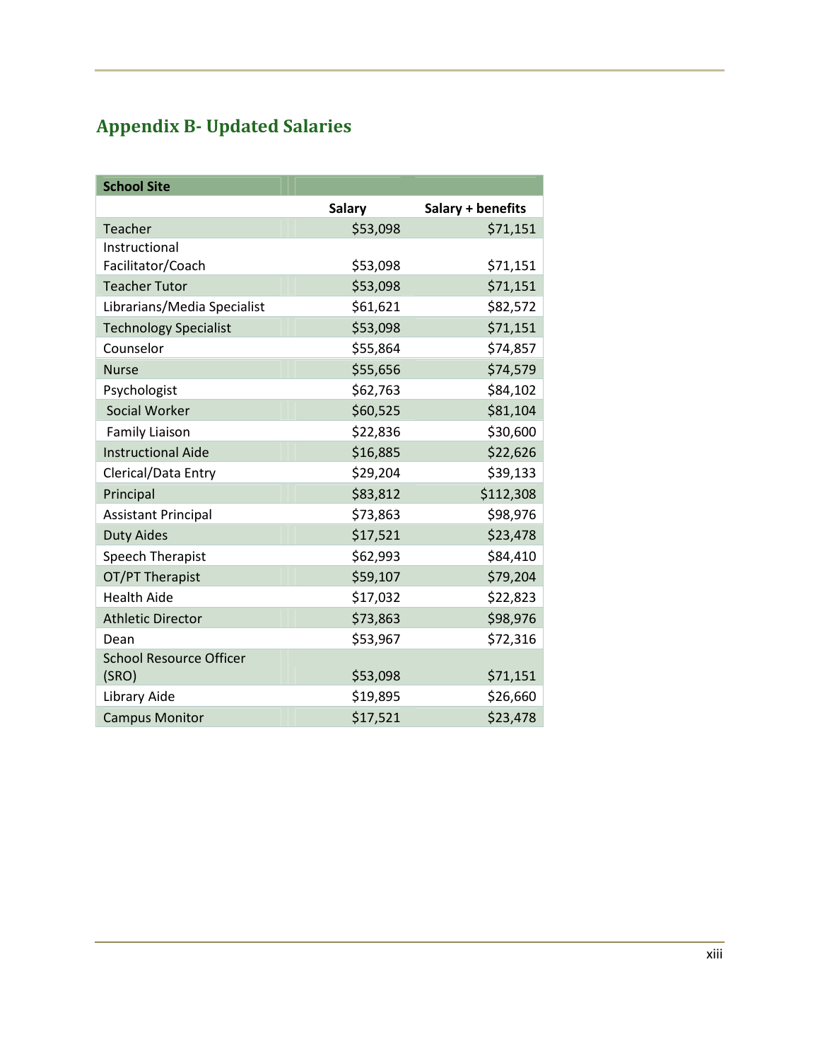## Appendix B- Updated Salaries

| School Site | Salary | Salary + benefits |
|---|---|---|
| Teacher | $53,098 | $71,151 |
| Instructional Facilitator/Coach | $53,098 | $71,151 |
| Teacher Tutor | $53,098 | $71,151 |
| Librarians/Media Specialist | $61,621 | $82,572 |
| Technology Specialist | $53,098 | $71,151 |
| Counselor | $55,864 | $74,857 |
| Nurse | $55,656 | $74,579 |
| Psychologist | $62,763 | $84,102 |
| Social Worker | $60,525 | $81,104 |
| Family Liaison | $22,836 | $30,600 |
| Instructional Aide | $16,885 | $22,626 |
| Clerical/Data Entry | $29,204 | $39,133 |
| Principal | $83,812 | $112,308 |
| Assistant Principal | $73,863 | $98,976 |
| Duty Aides | $17,521 | $23,478 |
| Speech Therapist | $62,993 | $84,410 |
| OT/PT Therapist | $59,107 | $79,204 |
| Health Aide | $17,032 | $22,823 |
| Athletic Director | $73,863 | $98,976 |
| Dean | $53,967 | $72,316 |
| School Resource Officer (SRO) | $53,098 | $71,151 |
| Library Aide | $19,895 | $26,660 |
| Campus Monitor | $17,521 | $23,478 |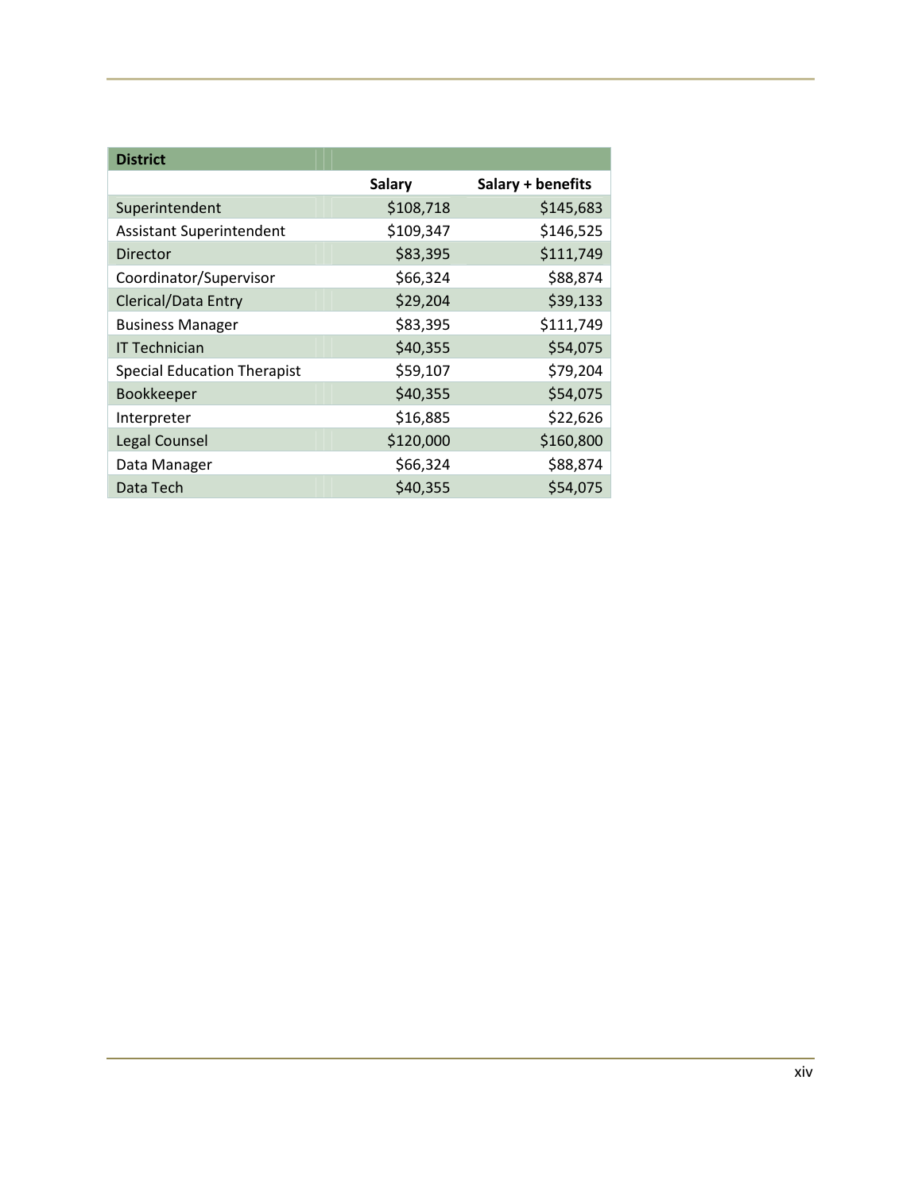| District | | |
|---|---|---|
| | Salary | Salary + benefits |
| Superintendent | $108,718 | $145,683 |
| Assistant Superintendent | $109,347 | $146,525 |
| Director | $83,395 | $111,749 |
| Coordinator/Supervisor | $66,324 | $88,874 |
| Clerical/Data Entry | $29,204 | $39,133 |
| Business Manager | $83,395 | $111,749 |
| IT Technician | $40,355 | $54,075 |
| Special Education Therapist | $59,107 | $79,204 |
| Bookkeeper | $40,355 | $54,075 |
| Interpreter | $16,885 | $22,626 |
| Legal Counsel | $120,000 | $160,800 |
| Data Manager | $66,324 | $88,874 |
| Data Tech | $40,355 | $54,075 |